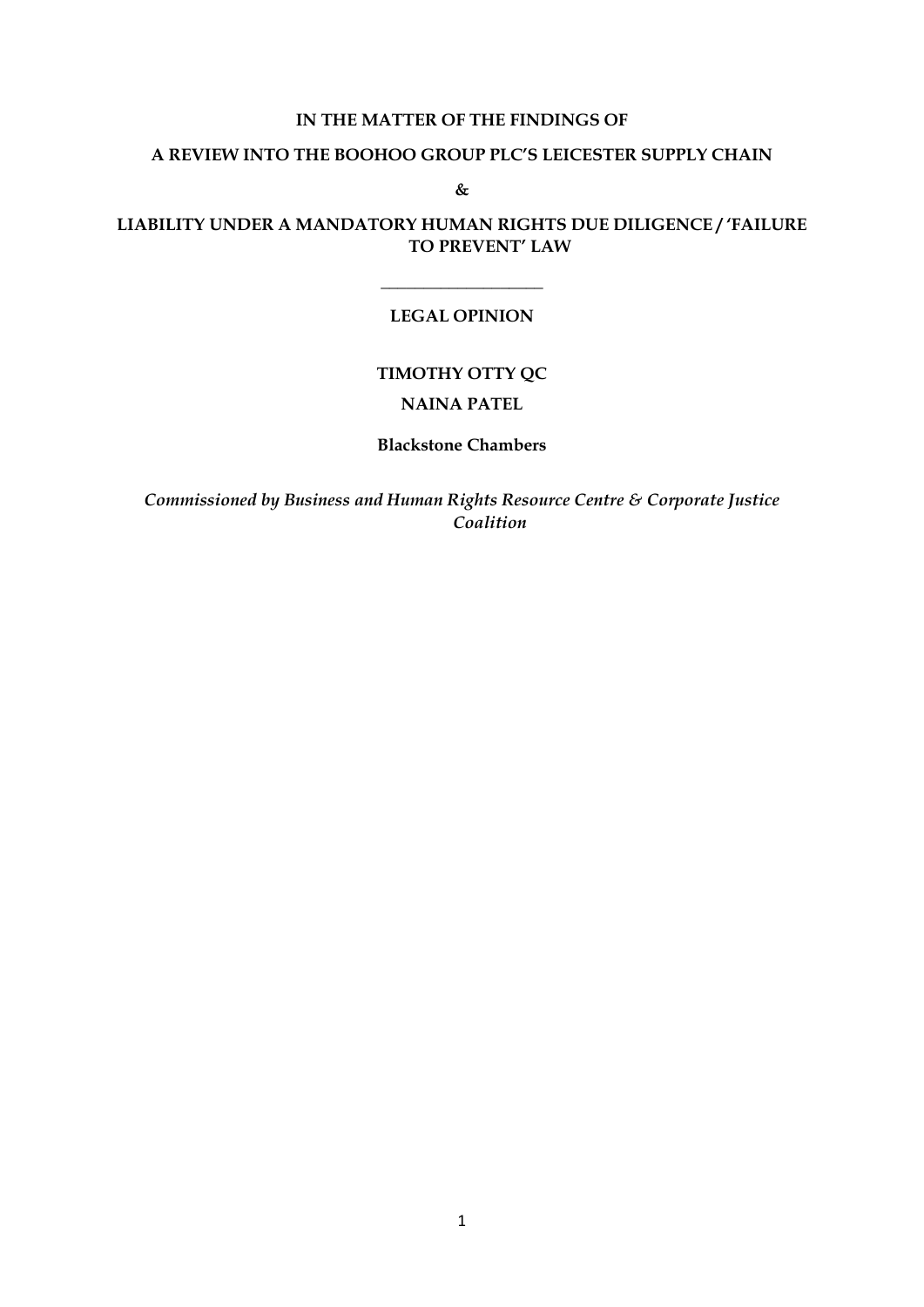**IN THE MATTER OF THE FINDINGS OF**

**A REVIEW INTO THE BOOHOO GROUP PLC'S LEICESTER SUPPLY CHAIN**

**&**

**LIABILITY UNDER A MANDATORY HUMAN RIGHTS DUE DILIGENCE / 'FAILURE TO PREVENT' LAW**

---

**LEGAL OPINION**

**TIMOTHY OTTY QC**

**NAINA PATEL**

**Blackstone Chambers**

***Commissioned by Business and Human Rights Resource Centre & Corporate Justice Coalition***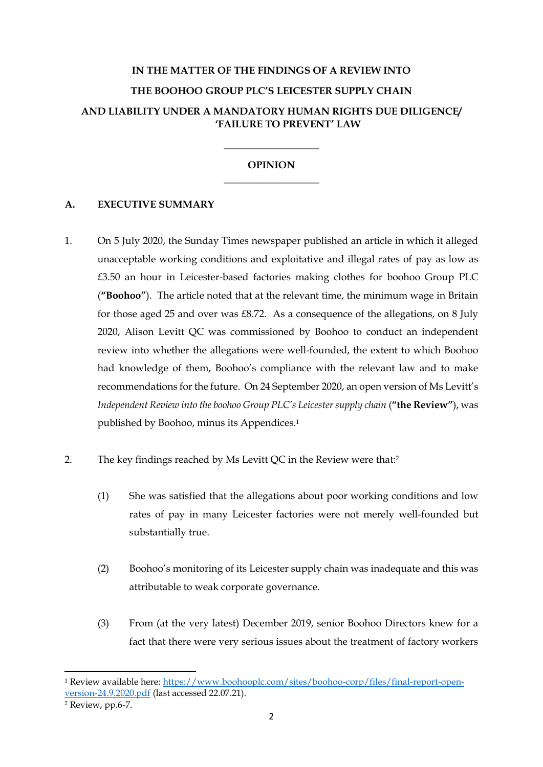**IN THE MATTER OF THE FINDINGS OF A REVIEW INTO**

**THE BOOHOO GROUP PLC'S LEICESTER SUPPLY CHAIN**

**AND LIABILITY UNDER A MANDATORY HUMAN RIGHTS DUE DILIGENCE/ 'FAILURE TO PREVENT' LAW**

---

**OPINION**

---

## A. EXECUTIVE SUMMARY

1. On 5 July 2020, the Sunday Times newspaper published an article in which it alleged unacceptable working conditions and exploitative and illegal rates of pay as low as £3.50 an hour in Leicester-based factories making clothes for boohoo Group PLC (**"Boohoo"**). The article noted that at the relevant time, the minimum wage in Britain for those aged 25 and over was £8.72. As a consequence of the allegations, on 8 July 2020, Alison Levitt QC was commissioned by Boohoo to conduct an independent review into whether the allegations were well-founded, the extent to which Boohoo had knowledge of them, Boohoo's compliance with the relevant law and to make recommendations for the future. On 24 September 2020, an open version of Ms Levitt's *Independent Review into the boohoo Group PLC's Leicester supply chain* (**"the Review"**), was published by Boohoo, minus its Appendices.[1]

2. The key findings reached by Ms Levitt QC in the Review were that:[2]

   (1) She was satisfied that the allegations about poor working conditions and low rates of pay in many Leicester factories were not merely well-founded but substantially true.

   (2) Boohoo's monitoring of its Leicester supply chain was inadequate and this was attributable to weak corporate governance.

   (3) From (at the very latest) December 2019, senior Boohoo Directors knew for a fact that there were very serious issues about the treatment of factory workers

---

[1] Review available here: https://www.boohooplc.com/sites/boohoo-corp/files/final-report-open-version-24.9.2020.pdf (last accessed 22.07.21).

[2] Review, pp.6-7.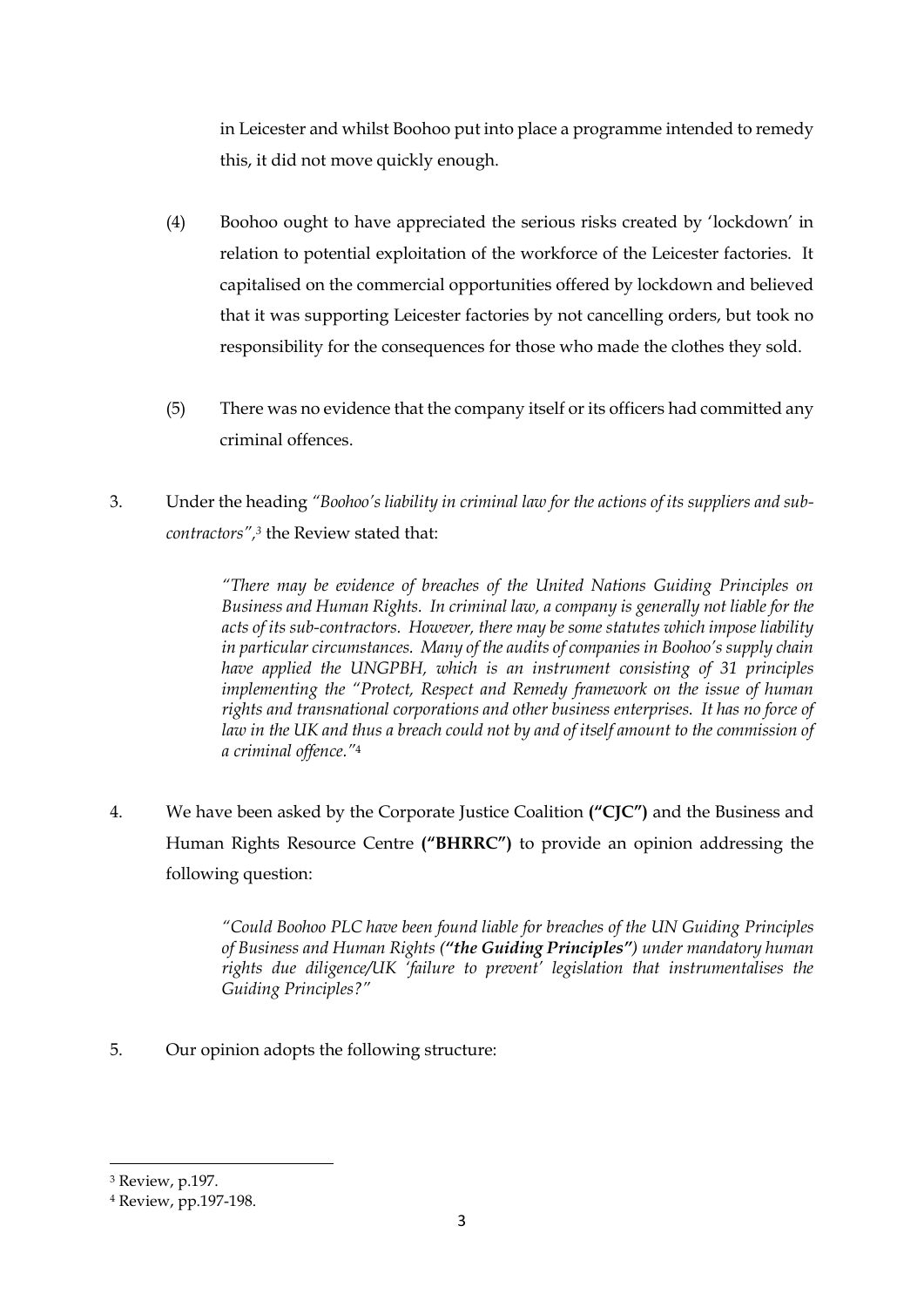in Leicester and whilst Boohoo put into place a programme intended to remedy this, it did not move quickly enough.

(4) Boohoo ought to have appreciated the serious risks created by 'lockdown' in relation to potential exploitation of the workforce of the Leicester factories. It capitalised on the commercial opportunities offered by lockdown and believed that it was supporting Leicester factories by not cancelling orders, but took no responsibility for the consequences for those who made the clothes they sold.

(5) There was no evidence that the company itself or its officers had committed any criminal offences.

3. Under the heading *"Boohoo's liability in criminal law for the actions of its suppliers and sub-contractors"*,[3] the Review stated that:

> *"There may be evidence of breaches of the United Nations Guiding Principles on Business and Human Rights. In criminal law, a company is generally not liable for the acts of its sub-contractors. However, there may be some statutes which impose liability in particular circumstances. Many of the audits of companies in Boohoo's supply chain have applied the UNGPBH, which is an instrument consisting of 31 principles implementing the "Protect, Respect and Remedy framework on the issue of human rights and transnational corporations and other business enterprises. It has no force of law in the UK and thus a breach could not by and of itself amount to the commission of a criminal offence."*[4]

4. We have been asked by the Corporate Justice Coalition **("CJC")** and the Business and Human Rights Resource Centre **("BHRRC")** to provide an opinion addressing the following question:

> *"Could Boohoo PLC have been found liable for breaches of the UN Guiding Principles of Business and Human Rights (**"the Guiding Principles"**) under mandatory human rights due diligence/UK 'failure to prevent' legislation that instrumentalises the Guiding Principles?"*

5. Our opinion adopts the following structure:

---

[3] Review, p.197.

[4] Review, pp.197-198.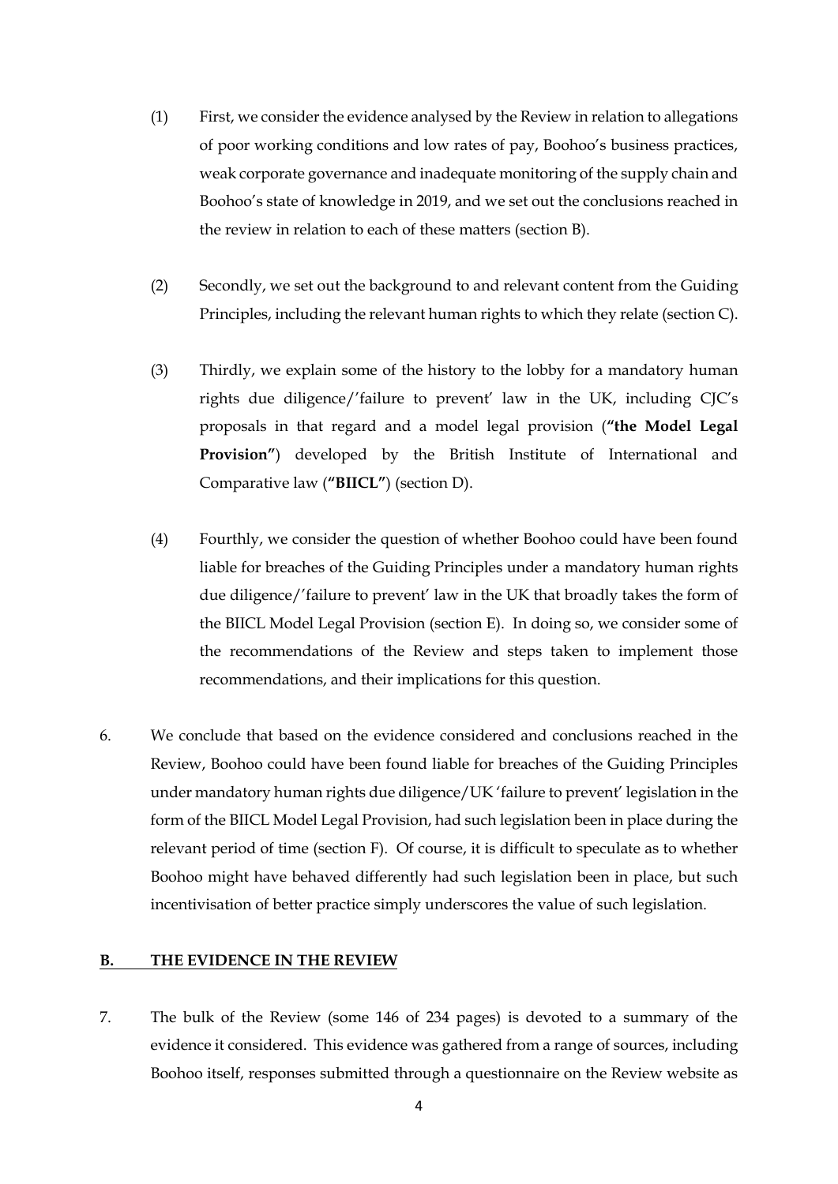(1) First, we consider the evidence analysed by the Review in relation to allegations of poor working conditions and low rates of pay, Boohoo's business practices, weak corporate governance and inadequate monitoring of the supply chain and Boohoo's state of knowledge in 2019, and we set out the conclusions reached in the review in relation to each of these matters (section B).

(2) Secondly, we set out the background to and relevant content from the Guiding Principles, including the relevant human rights to which they relate (section C).

(3) Thirdly, we explain some of the history to the lobby for a mandatory human rights due diligence/'failure to prevent' law in the UK, including CJC's proposals in that regard and a model legal provision (**"the Model Legal Provision"**) developed by the British Institute of International and Comparative law (**"BIICL"**) (section D).

(4) Fourthly, we consider the question of whether Boohoo could have been found liable for breaches of the Guiding Principles under a mandatory human rights due diligence/'failure to prevent' law in the UK that broadly takes the form of the BIICL Model Legal Provision (section E). In doing so, we consider some of the recommendations of the Review and steps taken to implement those recommendations, and their implications for this question.

6. We conclude that based on the evidence considered and conclusions reached in the Review, Boohoo could have been found liable for breaches of the Guiding Principles under mandatory human rights due diligence/UK 'failure to prevent' legislation in the form of the BIICL Model Legal Provision, had such legislation been in place during the relevant period of time (section F). Of course, it is difficult to speculate as to whether Boohoo might have behaved differently had such legislation been in place, but such incentivisation of better practice simply underscores the value of such legislation.

## B. THE EVIDENCE IN THE REVIEW

7. The bulk of the Review (some 146 of 234 pages) is devoted to a summary of the evidence it considered. This evidence was gathered from a range of sources, including Boohoo itself, responses submitted through a questionnaire on the Review website as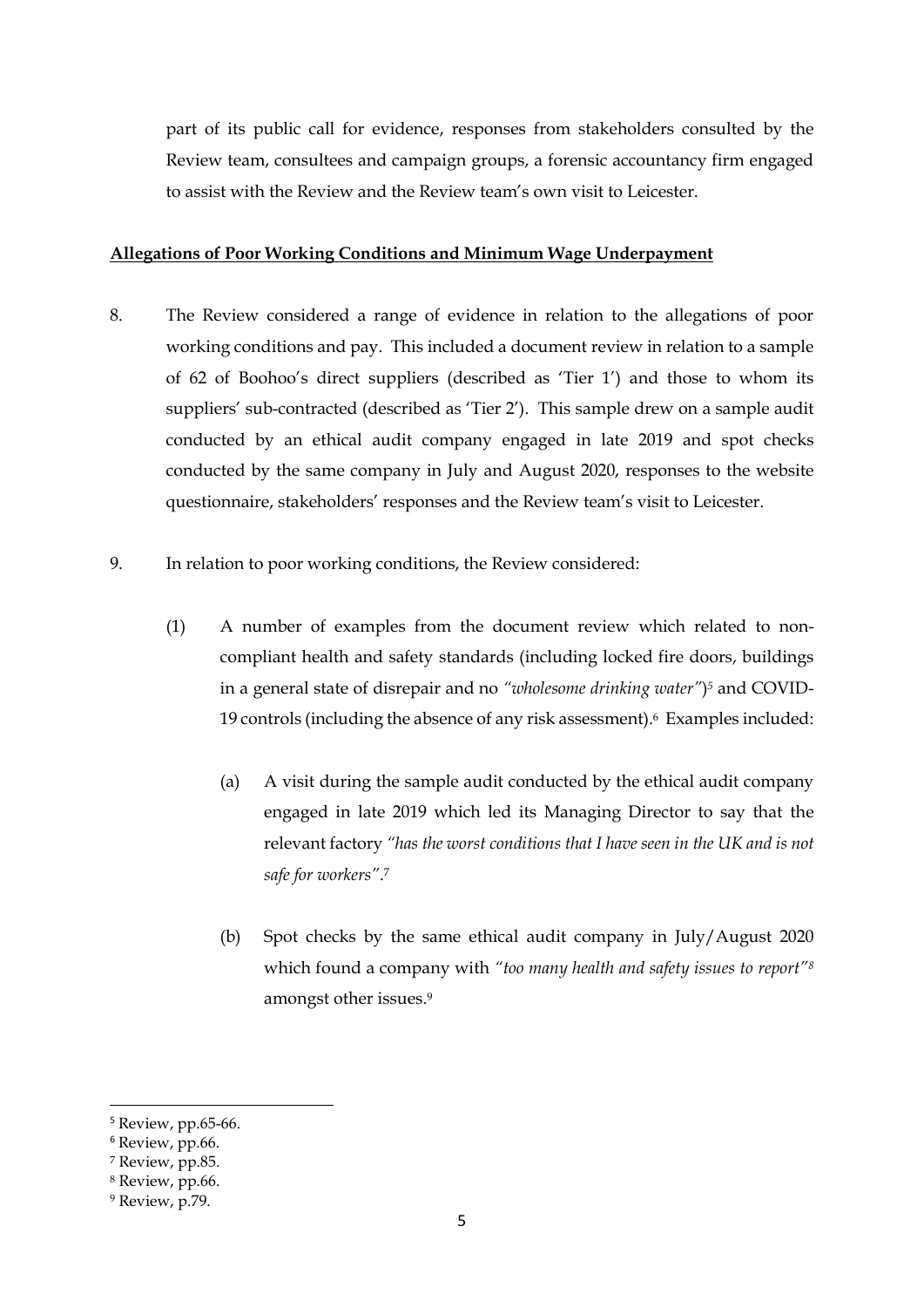part of its public call for evidence, responses from stakeholders consulted by the Review team, consultees and campaign groups, a forensic accountancy firm engaged to assist with the Review and the Review team's own visit to Leicester.

**Allegations of Poor Working Conditions and Minimum Wage Underpayment**

8. The Review considered a range of evidence in relation to the allegations of poor working conditions and pay. This included a document review in relation to a sample of 62 of Boohoo's direct suppliers (described as 'Tier 1') and those to whom its suppliers' sub-contracted (described as 'Tier 2'). This sample drew on a sample audit conducted by an ethical audit company engaged in late 2019 and spot checks conducted by the same company in July and August 2020, responses to the website questionnaire, stakeholders' responses and the Review team's visit to Leicester.

9. In relation to poor working conditions, the Review considered:

   (1) A number of examples from the document review which related to non-compliant health and safety standards (including locked fire doors, buildings in a general state of disrepair and no *"wholesome drinking water"*)[5] and COVID-19 controls (including the absence of any risk assessment).[6] Examples included:

      (a) A visit during the sample audit conducted by the ethical audit company engaged in late 2019 which led its Managing Director to say that the relevant factory *"has the worst conditions that I have seen in the UK and is not safe for workers"*.[7]

      (b) Spot checks by the same ethical audit company in July/August 2020 which found a company with *"too many health and safety issues to report"*[8] amongst other issues.[9]

---

[5] Review, pp.65-66.

[6] Review, pp.66.

[7] Review, pp.85.

[8] Review, pp.66.

[9] Review, p.79.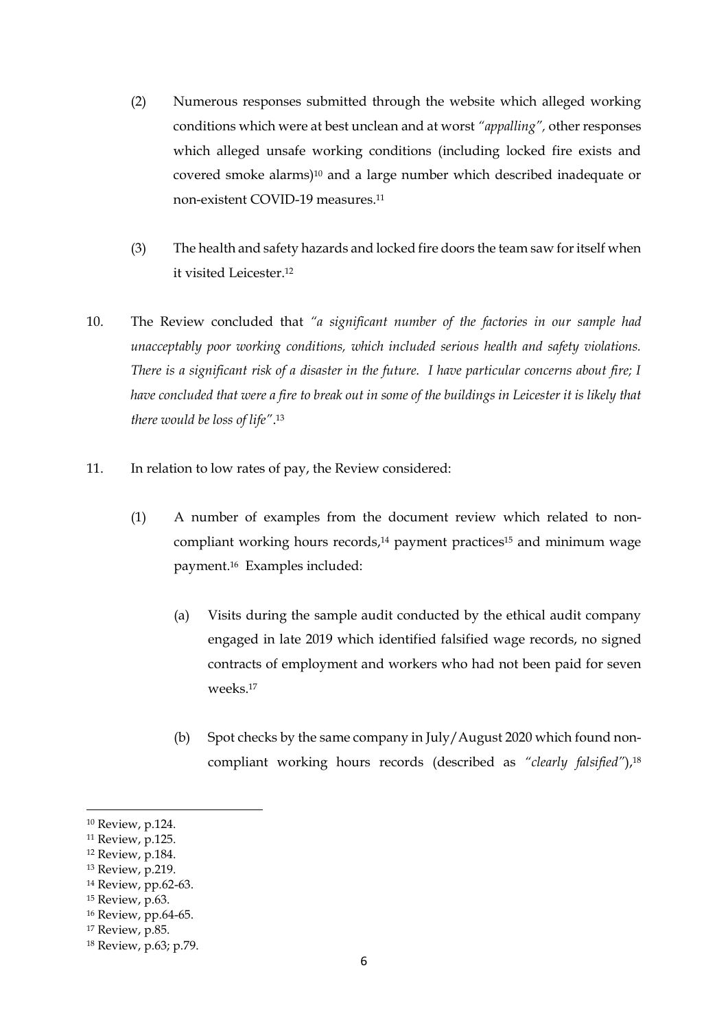(2) Numerous responses submitted through the website which alleged working conditions which were at best unclean and at worst *"appalling"*, other responses which alleged unsafe working conditions (including locked fire exists and covered smoke alarms)[10] and a large number which described inadequate or non-existent COVID-19 measures.[11]

(3) The health and safety hazards and locked fire doors the team saw for itself when it visited Leicester.[12]

10. The Review concluded that *"a significant number of the factories in our sample had unacceptably poor working conditions, which included serious health and safety violations. There is a significant risk of a disaster in the future. I have particular concerns about fire; I have concluded that were a fire to break out in some of the buildings in Leicester it is likely that there would be loss of life"*.[13]

11. In relation to low rates of pay, the Review considered:

(1) A number of examples from the document review which related to non-compliant working hours records,[14] payment practices[15] and minimum wage payment.[16] Examples included:

(a) Visits during the sample audit conducted by the ethical audit company engaged in late 2019 which identified falsified wage records, no signed contracts of employment and workers who had not been paid for seven weeks.[17]

(b) Spot checks by the same company in July/August 2020 which found non-compliant working hours records (described as *"clearly falsified"*),[18]

---

[10] Review, p.124.

[11] Review, p.125.

[12] Review, p.184.

[13] Review, p.219.

[14] Review, pp.62-63.

[15] Review, p.63.

[16] Review, pp.64-65.

[17] Review, p.85.

[18] Review, p.63; p.79.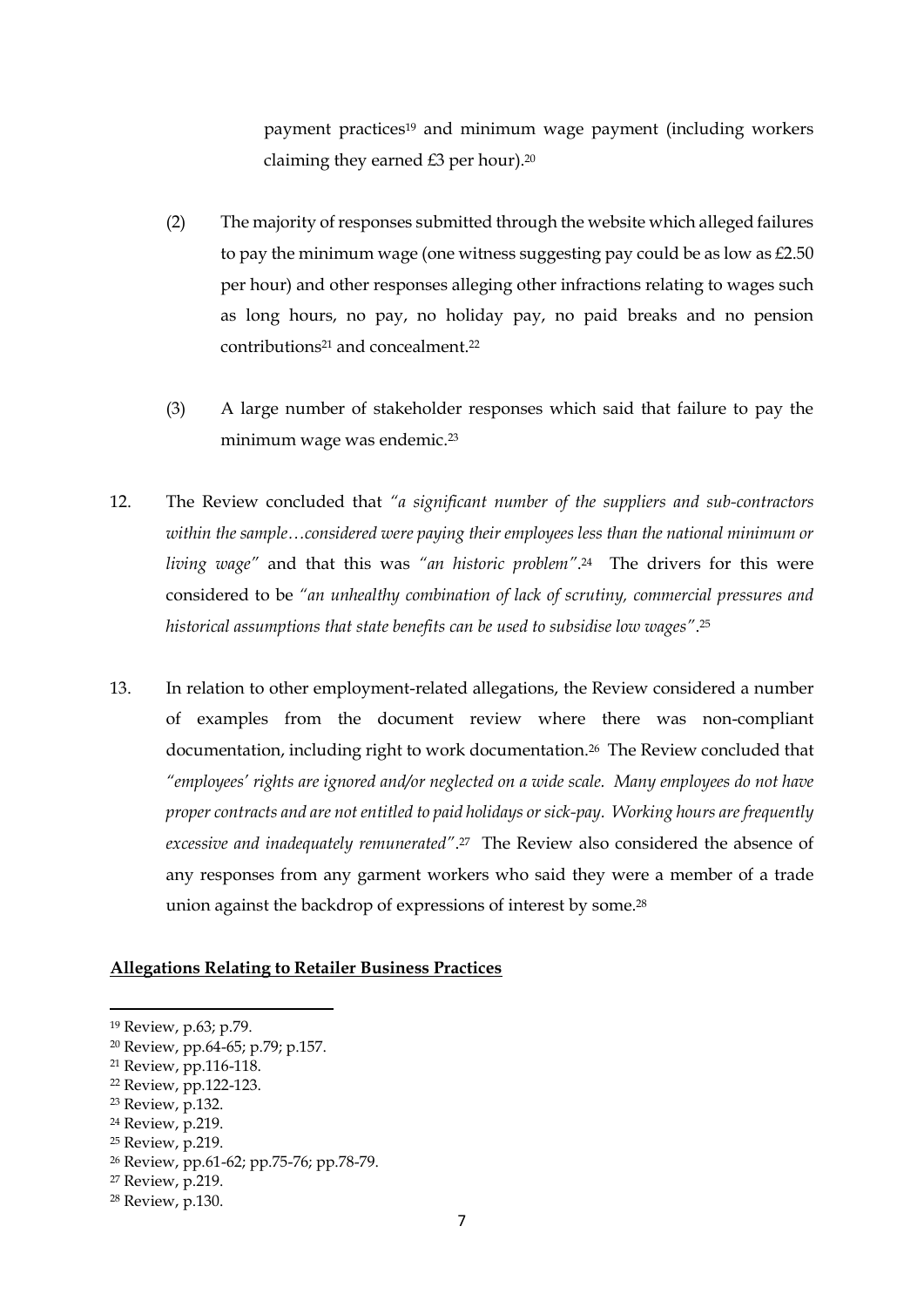payment practices[19] and minimum wage payment (including workers claiming they earned £3 per hour).[20]

(2) The majority of responses submitted through the website which alleged failures to pay the minimum wage (one witness suggesting pay could be as low as £2.50 per hour) and other responses alleging other infractions relating to wages such as long hours, no pay, no holiday pay, no paid breaks and no pension contributions[21] and concealment.[22]

(3) A large number of stakeholder responses which said that failure to pay the minimum wage was endemic.[23]

12. The Review concluded that *"a significant number of the suppliers and sub-contractors within the sample…considered were paying their employees less than the national minimum or living wage"* and that this was *"an historic problem"*.[24] The drivers for this were considered to be *"an unhealthy combination of lack of scrutiny, commercial pressures and historical assumptions that state benefits can be used to subsidise low wages"*.[25]

13. In relation to other employment-related allegations, the Review considered a number of examples from the document review where there was non-compliant documentation, including right to work documentation.[26] The Review concluded that *"employees' rights are ignored and/or neglected on a wide scale. Many employees do not have proper contracts and are not entitled to paid holidays or sick-pay. Working hours are frequently excessive and inadequately remunerated"*.[27] The Review also considered the absence of any responses from any garment workers who said they were a member of a trade union against the backdrop of expressions of interest by some.[28]

**Allegations Relating to Retailer Business Practices**

---

[19] Review, p.63; p.79.

[20] Review, pp.64-65; p.79; p.157.

[21] Review, pp.116-118.

[22] Review, pp.122-123.

[23] Review, p.132.

[24] Review, p.219.

[25] Review, p.219.

[26] Review, pp.61-62; pp.75-76; pp.78-79.

[27] Review, p.219.

[28] Review, p.130.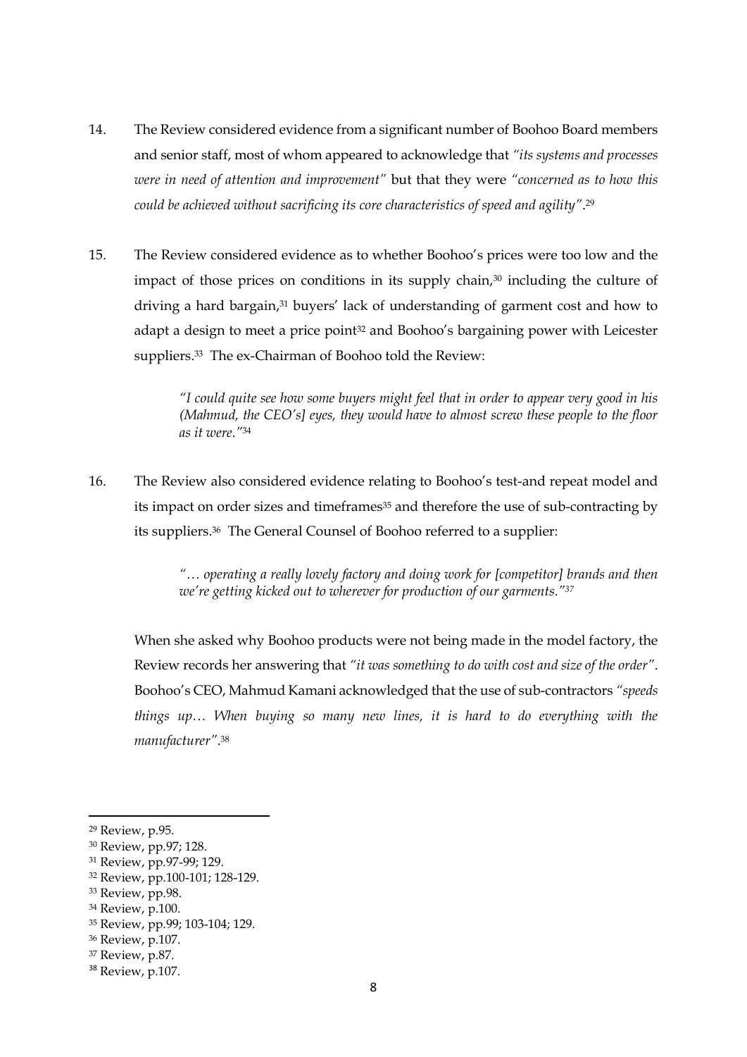14. The Review considered evidence from a significant number of Boohoo Board members and senior staff, most of whom appeared to acknowledge that *"its systems and processes were in need of attention and improvement"* but that they were *"concerned as to how this could be achieved without sacrificing its core characteristics of speed and agility"*.[29]

15. The Review considered evidence as to whether Boohoo's prices were too low and the impact of those prices on conditions in its supply chain,[30] including the culture of driving a hard bargain,[31] buyers' lack of understanding of garment cost and how to adapt a design to meet a price point[32] and Boohoo's bargaining power with Leicester suppliers.[33] The ex-Chairman of Boohoo told the Review:

> *"I could quite see how some buyers might feel that in order to appear very good in his (Mahmud, the CEO's] eyes, they would have to almost screw these people to the floor as it were."*[34]

16. The Review also considered evidence relating to Boohoo's test-and repeat model and its impact on order sizes and timeframes[35] and therefore the use of sub-contracting by its suppliers.[36] The General Counsel of Boohoo referred to a supplier:

> *"… operating a really lovely factory and doing work for [competitor] brands and then we're getting kicked out to wherever for production of our garments."*[37]

When she asked why Boohoo products were not being made in the model factory, the Review records her answering that *"it was something to do with cost and size of the order"*. Boohoo's CEO, Mahmud Kamani acknowledged that the use of sub-contractors *"speeds things up… When buying so many new lines, it is hard to do everything with the manufacturer"*.[38]

---

[29] Review, p.95.

[30] Review, pp.97; 128.

[31] Review, pp.97-99; 129.

[32] Review, pp.100-101; 128-129.

[33] Review, pp.98.

[34] Review, p.100.

[35] Review, pp.99; 103-104; 129.

[36] Review, p.107.

[37] Review, p.87.

[38] Review, p.107.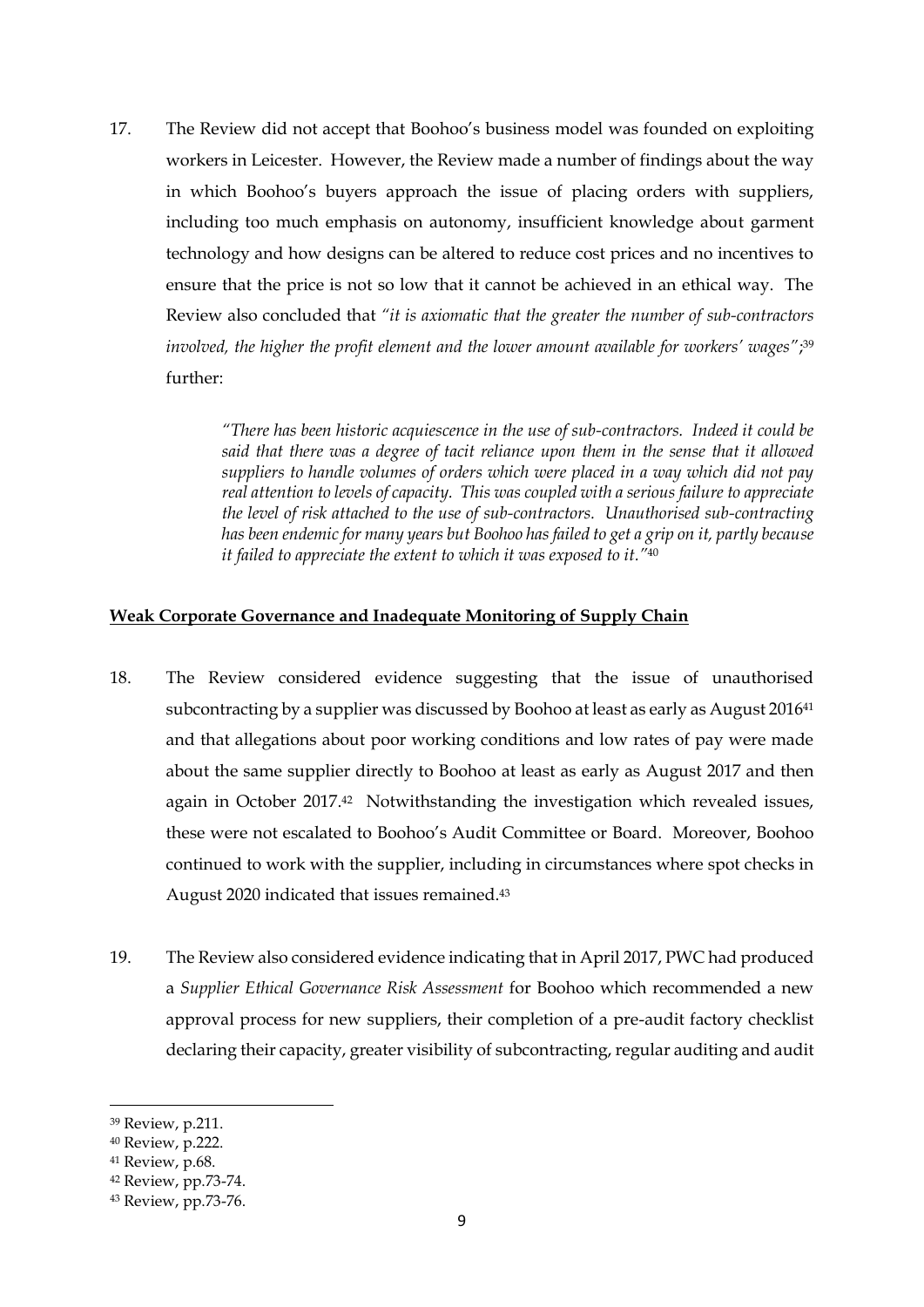17. The Review did not accept that Boohoo's business model was founded on exploiting workers in Leicester. However, the Review made a number of findings about the way in which Boohoo's buyers approach the issue of placing orders with suppliers, including too much emphasis on autonomy, insufficient knowledge about garment technology and how designs can be altered to reduce cost prices and no incentives to ensure that the price is not so low that it cannot be achieved in an ethical way. The Review also concluded that *"it is axiomatic that the greater the number of sub-contractors involved, the higher the profit element and the lower amount available for workers' wages"*;[39] further:

> *"There has been historic acquiescence in the use of sub-contractors. Indeed it could be said that there was a degree of tacit reliance upon them in the sense that it allowed suppliers to handle volumes of orders which were placed in a way which did not pay real attention to levels of capacity. This was coupled with a serious failure to appreciate the level of risk attached to the use of sub-contractors. Unauthorised sub-contracting has been endemic for many years but Boohoo has failed to get a grip on it, partly because it failed to appreciate the extent to which it was exposed to it."*[40]

**<u>Weak Corporate Governance and Inadequate Monitoring of Supply Chain</u>**

18. The Review considered evidence suggesting that the issue of unauthorised subcontracting by a supplier was discussed by Boohoo at least as early as August 2016[41] and that allegations about poor working conditions and low rates of pay were made about the same supplier directly to Boohoo at least as early as August 2017 and then again in October 2017.[42] Notwithstanding the investigation which revealed issues, these were not escalated to Boohoo's Audit Committee or Board. Moreover, Boohoo continued to work with the supplier, including in circumstances where spot checks in August 2020 indicated that issues remained.[43]

19. The Review also considered evidence indicating that in April 2017, PWC had produced a *Supplier Ethical Governance Risk Assessment* for Boohoo which recommended a new approval process for new suppliers, their completion of a pre-audit factory checklist declaring their capacity, greater visibility of subcontracting, regular auditing and audit

---

[39] Review, p.211.

[40] Review, p.222.

[41] Review, p.68.

[42] Review, pp.73-74.

[43] Review, pp.73-76.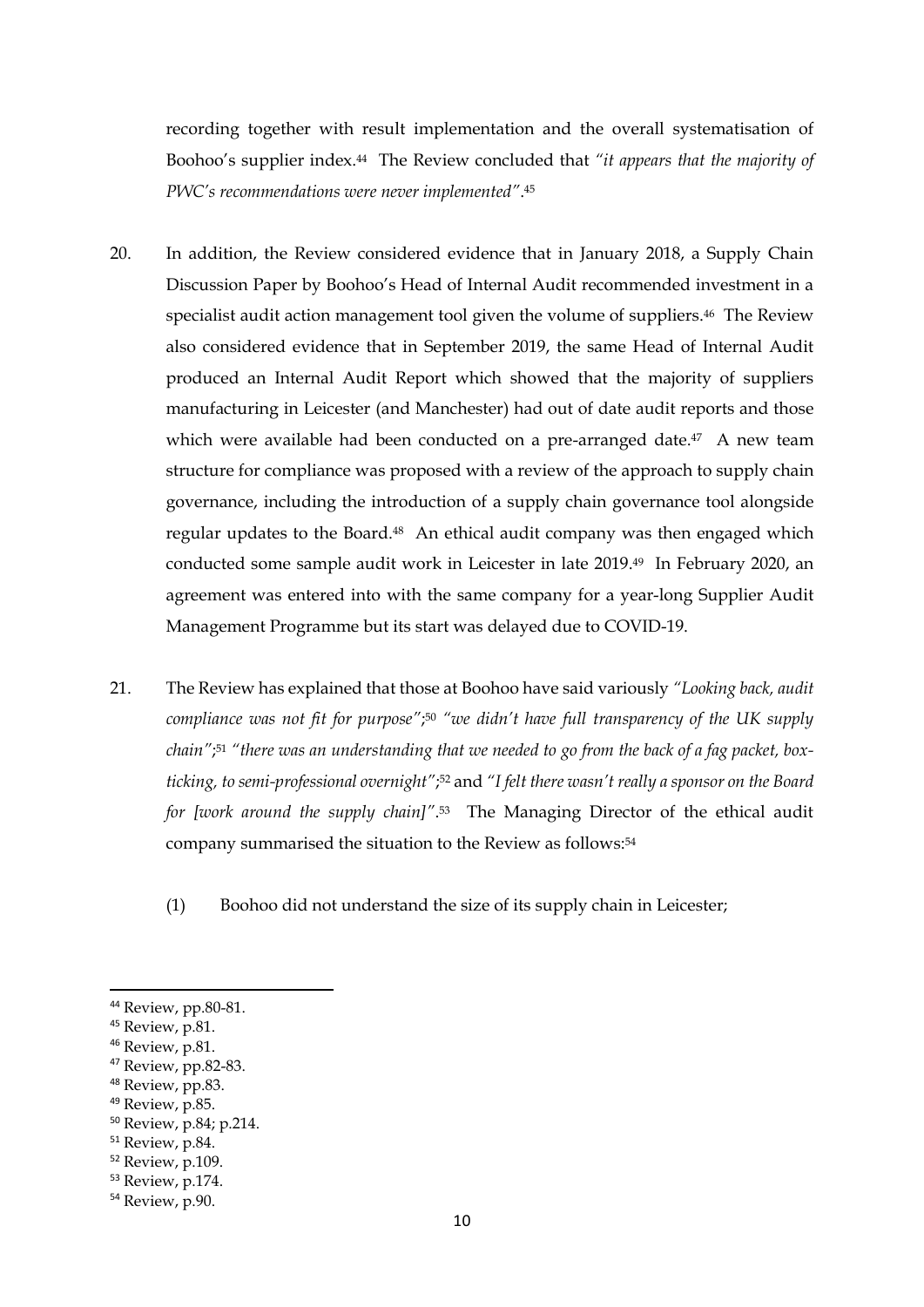recording together with result implementation and the overall systematisation of Boohoo's supplier index.[44] The Review concluded that *"it appears that the majority of PWC's recommendations were never implemented"*.[45]

20. In addition, the Review considered evidence that in January 2018, a Supply Chain Discussion Paper by Boohoo's Head of Internal Audit recommended investment in a specialist audit action management tool given the volume of suppliers.[46] The Review also considered evidence that in September 2019, the same Head of Internal Audit produced an Internal Audit Report which showed that the majority of suppliers manufacturing in Leicester (and Manchester) had out of date audit reports and those which were available had been conducted on a pre-arranged date.[47] A new team structure for compliance was proposed with a review of the approach to supply chain governance, including the introduction of a supply chain governance tool alongside regular updates to the Board.[48] An ethical audit company was then engaged which conducted some sample audit work in Leicester in late 2019.[49] In February 2020, an agreement was entered into with the same company for a year-long Supplier Audit Management Programme but its start was delayed due to COVID-19.

21. The Review has explained that those at Boohoo have said variously *"Looking back, audit compliance was not fit for purpose"*;[50] *"we didn't have full transparency of the UK supply chain"*;[51] *"there was an understanding that we needed to go from the back of a fag packet, box-ticking, to semi-professional overnight"*;[52] and *"I felt there wasn't really a sponsor on the Board for [work around the supply chain]"*.[53] The Managing Director of the ethical audit company summarised the situation to the Review as follows:[54]

    (1) Boohoo did not understand the size of its supply chain in Leicester;

---

[44] Review, pp.80-81.
[45] Review, p.81.
[46] Review, p.81.
[47] Review, pp.82-83.
[48] Review, pp.83.
[49] Review, p.85.
[50] Review, p.84; p.214.
[51] Review, p.84.
[52] Review, p.109.
[53] Review, p.174.
[54] Review, p.90.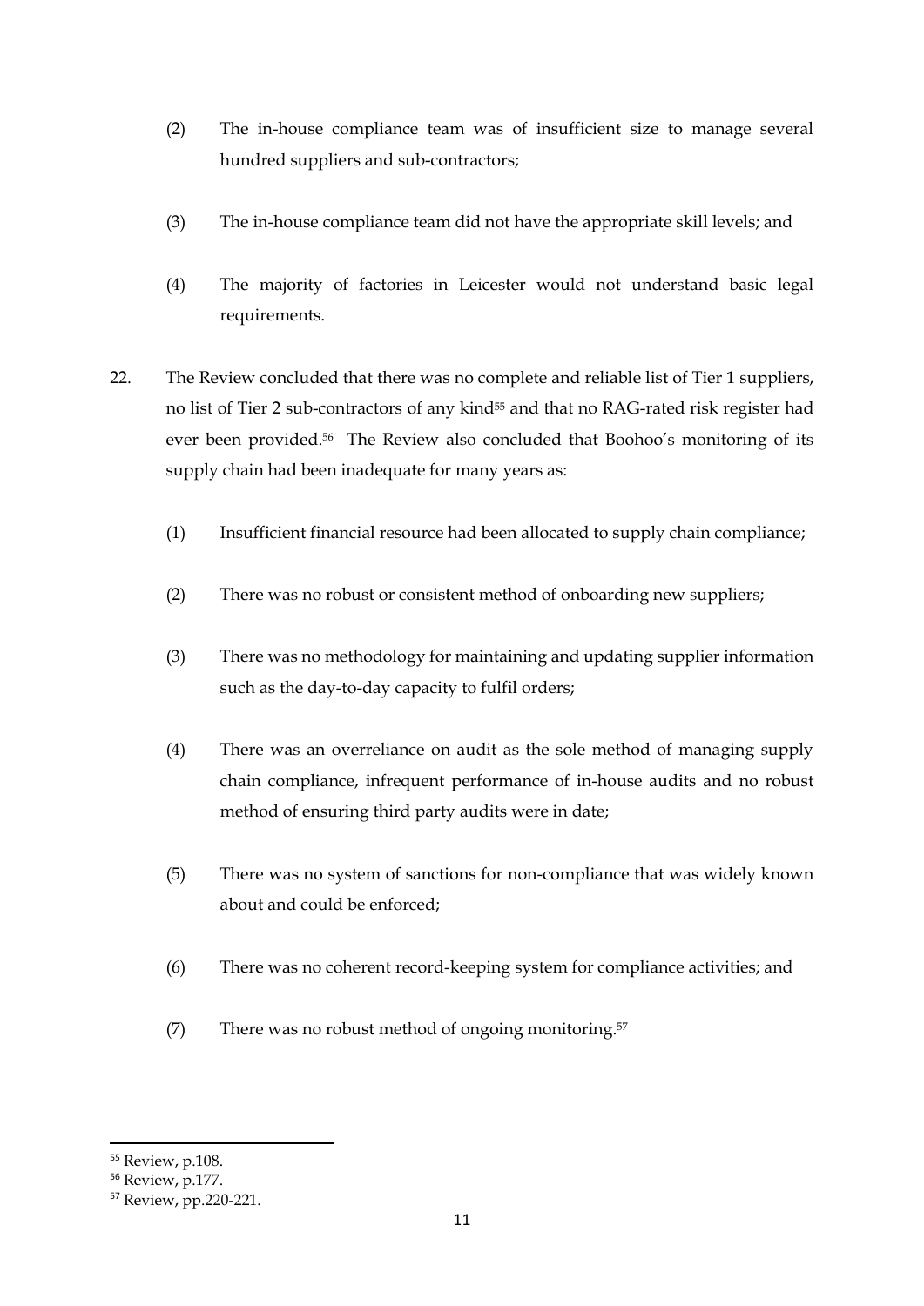(2) The in-house compliance team was of insufficient size to manage several hundred suppliers and sub-contractors;

(3) The in-house compliance team did not have the appropriate skill levels; and

(4) The majority of factories in Leicester would not understand basic legal requirements.

22. The Review concluded that there was no complete and reliable list of Tier 1 suppliers, no list of Tier 2 sub-contractors of any kind[55] and that no RAG-rated risk register had ever been provided.[56] The Review also concluded that Boohoo's monitoring of its supply chain had been inadequate for many years as:

(1) Insufficient financial resource had been allocated to supply chain compliance;

(2) There was no robust or consistent method of onboarding new suppliers;

(3) There was no methodology for maintaining and updating supplier information such as the day-to-day capacity to fulfil orders;

(4) There was an overreliance on audit as the sole method of managing supply chain compliance, infrequent performance of in-house audits and no robust method of ensuring third party audits were in date;

(5) There was no system of sanctions for non-compliance that was widely known about and could be enforced;

(6) There was no coherent record-keeping system for compliance activities; and

(7) There was no robust method of ongoing monitoring.[57]

---

[55] Review, p.108.

[56] Review, p.177.

[57] Review, pp.220-221.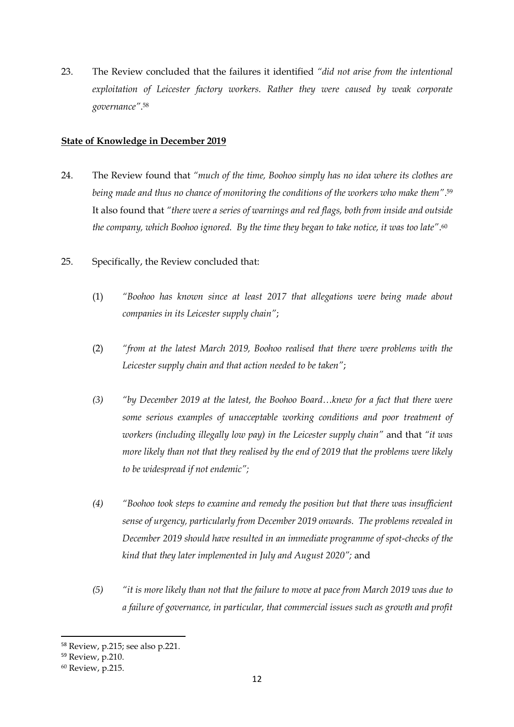23. The Review concluded that the failures it identified *"did not arise from the intentional exploitation of Leicester factory workers. Rather they were caused by weak corporate governance"*.[58]

**State of Knowledge in December 2019**

24. The Review found that *"much of the time, Boohoo simply has no idea where its clothes are being made and thus no chance of monitoring the conditions of the workers who make them"*.[59] It also found that *"there were a series of warnings and red flags, both from inside and outside the company, which Boohoo ignored. By the time they began to take notice, it was too late"*.[60]

25. Specifically, the Review concluded that:

    (1) *"Boohoo has known since at least 2017 that allegations were being made about companies in its Leicester supply chain"*;

    (2) *"from at the latest March 2019, Boohoo realised that there were problems with the Leicester supply chain and that action needed to be taken"*;

    *(3)* *"by December 2019 at the latest, the Boohoo Board…knew for a fact that there were some serious examples of unacceptable working conditions and poor treatment of workers (including illegally low pay) in the Leicester supply chain"* and that *"it was more likely than not that they realised by the end of 2019 that the problems were likely to be widespread if not endemic"*;

    *(4)* *"Boohoo took steps to examine and remedy the position but that there was insufficient sense of urgency, particularly from December 2019 onwards. The problems revealed in December 2019 should have resulted in an immediate programme of spot-checks of the kind that they later implemented in July and August 2020"*; and

    *(5)* *"it is more likely than not that the failure to move at pace from March 2019 was due to a failure of governance, in particular, that commercial issues such as growth and profit*

---

[58] Review, p.215; see also p.221.

[59] Review, p.210.

[60] Review, p.215.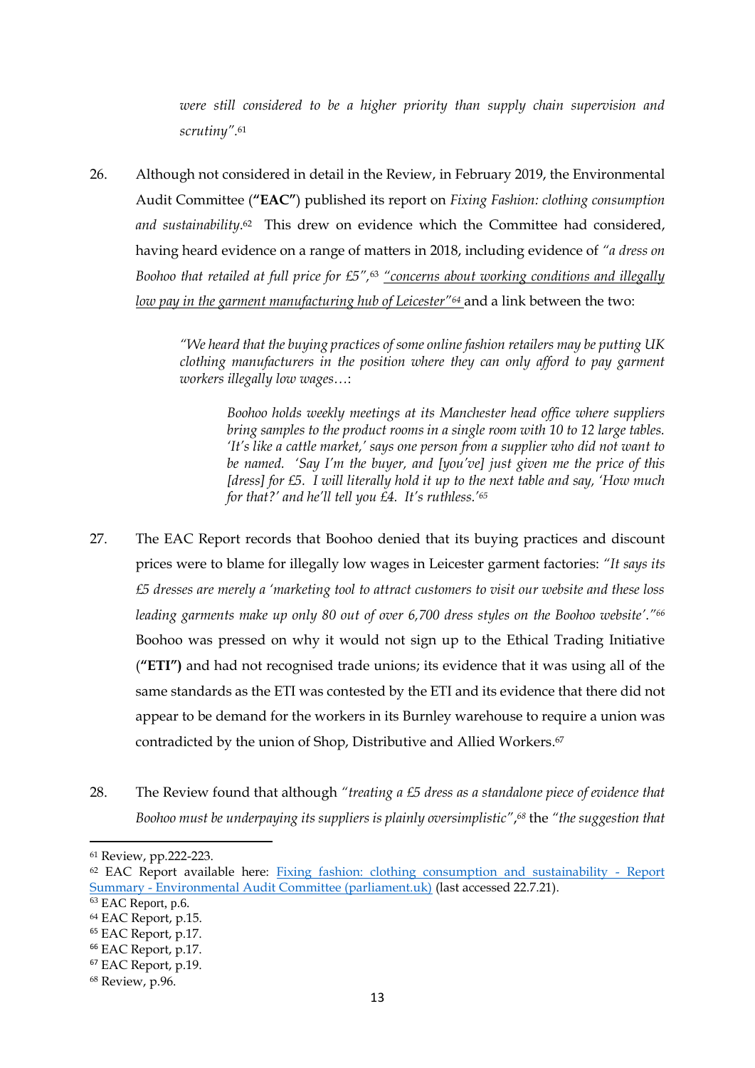*were still considered to be a higher priority than supply chain supervision and scrutiny"*.[61]

26. Although not considered in detail in the Review, in February 2019, the Environmental Audit Committee (**"EAC"**) published its report on *Fixing Fashion: clothing consumption and sustainability*.[62] This drew on evidence which the Committee had considered, having heard evidence on a range of matters in 2018, including evidence of *"a dress on Boohoo that retailed at full price for £5"*,[63] *"concerns about working conditions and illegally low pay in the garment manufacturing hub of Leicester"*[64] and a link between the two:

> *"We heard that the buying practices of some online fashion retailers may be putting UK clothing manufacturers in the position where they can only afford to pay garment workers illegally low wages…*:
>
> > *Boohoo holds weekly meetings at its Manchester head office where suppliers bring samples to the product rooms in a single room with 10 to 12 large tables. 'It's like a cattle market,' says one person from a supplier who did not want to be named. 'Say I'm the buyer, and [you've] just given me the price of this [dress] for £5. I will literally hold it up to the next table and say, 'How much for that?' and he'll tell you £4. It's ruthless.'*[65]

27. The EAC Report records that Boohoo denied that its buying practices and discount prices were to blame for illegally low wages in Leicester garment factories: *"It says its £5 dresses are merely a 'marketing tool to attract customers to visit our website and these loss leading garments make up only 80 out of over 6,700 dress styles on the Boohoo website'."*[66] Boohoo was pressed on why it would not sign up to the Ethical Trading Initiative (**"ETI")** and had not recognised trade unions; its evidence that it was using all of the same standards as the ETI was contested by the ETI and its evidence that there did not appear to be demand for the workers in its Burnley warehouse to require a union was contradicted by the union of Shop, Distributive and Allied Workers.[67]

28. The Review found that although *"treating a £5 dress as a standalone piece of evidence that Boohoo must be underpaying its suppliers is plainly oversimplistic"*,[68] the *"the suggestion that*

---

[61] Review, pp.222-223.

[62] EAC Report available here: Fixing fashion: clothing consumption and sustainability - Report Summary - Environmental Audit Committee (parliament.uk) (last accessed 22.7.21).

[63] EAC Report, p.6.

[64] EAC Report, p.15.

[65] EAC Report, p.17.

[66] EAC Report, p.17.

[67] EAC Report, p.19.

[68] Review, p.96.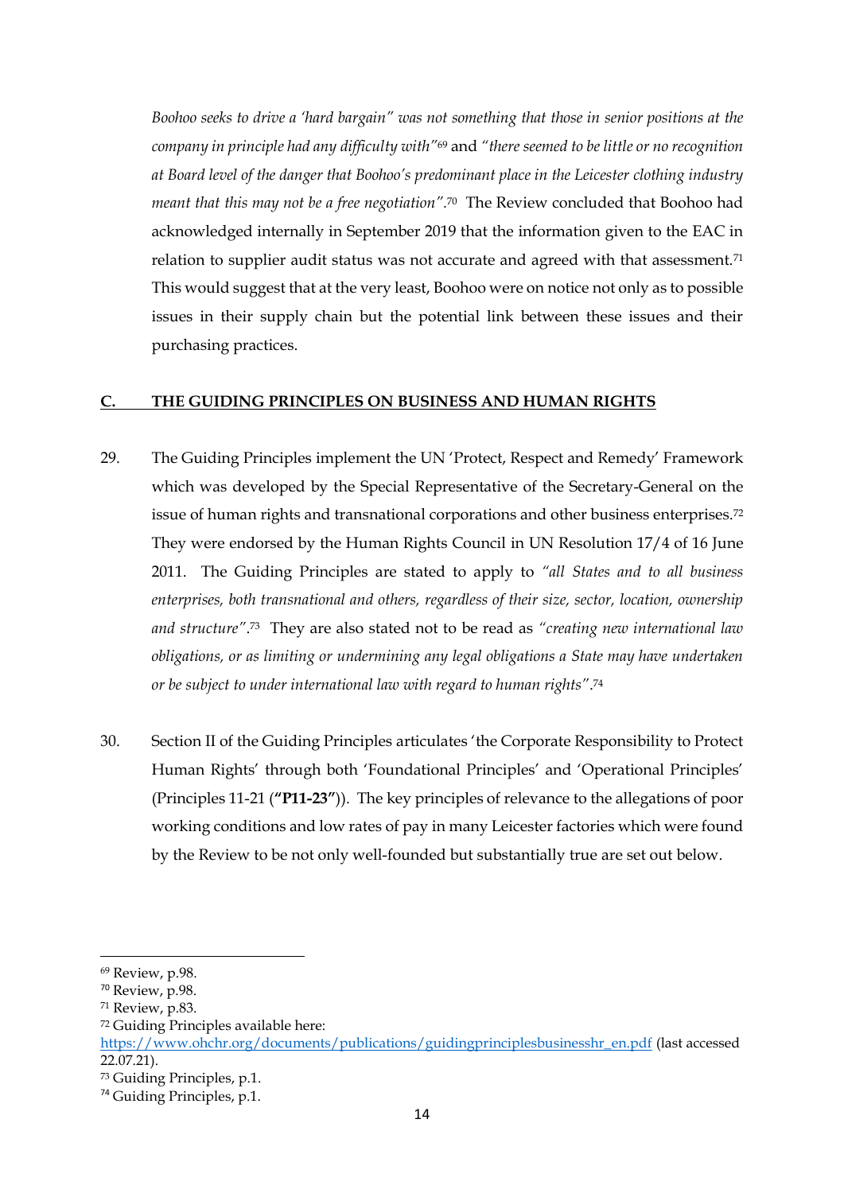*Boohoo seeks to drive a 'hard bargain" was not something that those in senior positions at the company in principle had any difficulty with"*[69] and *"there seemed to be little or no recognition at Board level of the danger that Boohoo's predominant place in the Leicester clothing industry meant that this may not be a free negotiation"*.[70] The Review concluded that Boohoo had acknowledged internally in September 2019 that the information given to the EAC in relation to supplier audit status was not accurate and agreed with that assessment.[71] This would suggest that at the very least, Boohoo were on notice not only as to possible issues in their supply chain but the potential link between these issues and their purchasing practices.

## C. THE GUIDING PRINCIPLES ON BUSINESS AND HUMAN RIGHTS

29. The Guiding Principles implement the UN 'Protect, Respect and Remedy' Framework which was developed by the Special Representative of the Secretary-General on the issue of human rights and transnational corporations and other business enterprises.[72] They were endorsed by the Human Rights Council in UN Resolution 17/4 of 16 June 2011. The Guiding Principles are stated to apply to *"all States and to all business enterprises, both transnational and others, regardless of their size, sector, location, ownership and structure"*.[73] They are also stated not to be read as *"creating new international law obligations, or as limiting or undermining any legal obligations a State may have undertaken or be subject to under international law with regard to human rights"*.[74]

30. Section II of the Guiding Principles articulates 'the Corporate Responsibility to Protect Human Rights' through both 'Foundational Principles' and 'Operational Principles' (Principles 11-21 (**"P11-23"**)). The key principles of relevance to the allegations of poor working conditions and low rates of pay in many Leicester factories which were found by the Review to be not only well-founded but substantially true are set out below.

---

[69] Review, p.98.

[70] Review, p.98.

[71] Review, p.83.

[72] Guiding Principles available here: https://www.ohchr.org/documents/publications/guidingprinciplesbusinesshr_en.pdf (last accessed 22.07.21).

[73] Guiding Principles, p.1.

[74] Guiding Principles, p.1.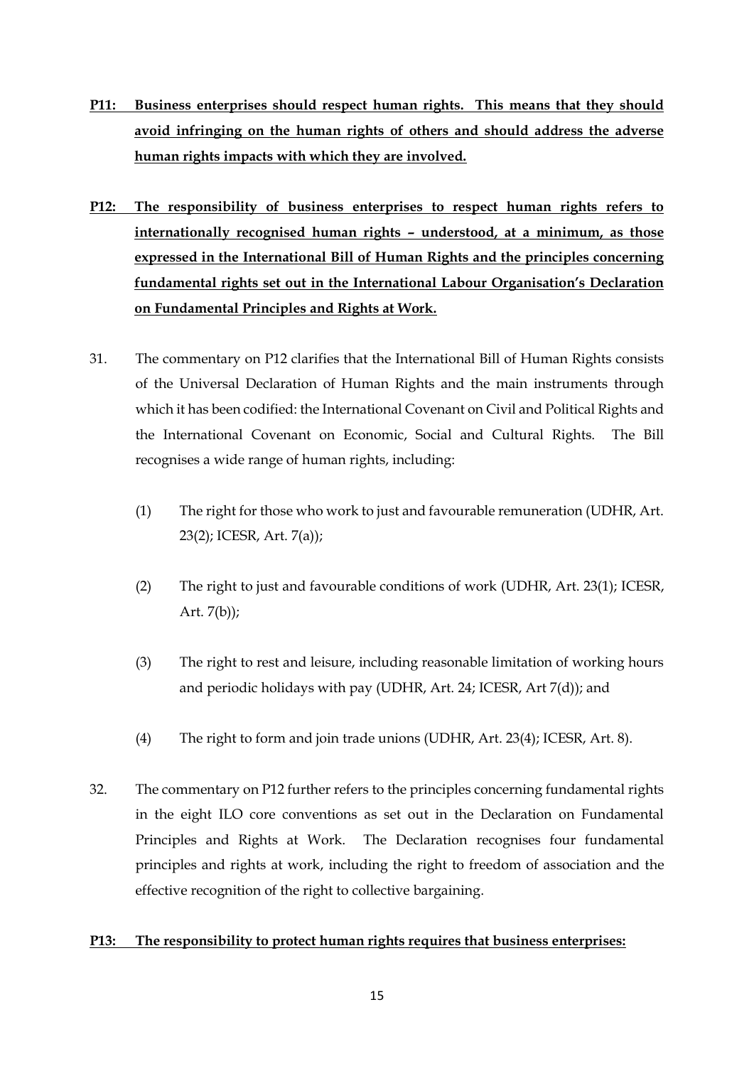**<u>P11: Business enterprises should respect human rights. This means that they should avoid infringing on the human rights of others and should address the adverse human rights impacts with which they are involved.</u>**

**<u>P12: The responsibility of business enterprises to respect human rights refers to internationally recognised human rights – understood, at a minimum, as those expressed in the International Bill of Human Rights and the principles concerning fundamental rights set out in the International Labour Organisation's Declaration on Fundamental Principles and Rights at Work.</u>**

31. The commentary on P12 clarifies that the International Bill of Human Rights consists of the Universal Declaration of Human Rights and the main instruments through which it has been codified: the International Covenant on Civil and Political Rights and the International Covenant on Economic, Social and Cultural Rights. The Bill recognises a wide range of human rights, including:

    (1) The right for those who work to just and favourable remuneration (UDHR, Art. 23(2); ICESR, Art. 7(a));

    (2) The right to just and favourable conditions of work (UDHR, Art. 23(1); ICESR, Art. 7(b));

    (3) The right to rest and leisure, including reasonable limitation of working hours and periodic holidays with pay (UDHR, Art. 24; ICESR, Art 7(d)); and

    (4) The right to form and join trade unions (UDHR, Art. 23(4); ICESR, Art. 8).

32. The commentary on P12 further refers to the principles concerning fundamental rights in the eight ILO core conventions as set out in the Declaration on Fundamental Principles and Rights at Work. The Declaration recognises four fundamental principles and rights at work, including the right to freedom of association and the effective recognition of the right to collective bargaining.

**<u>P13: The responsibility to protect human rights requires that business enterprises:</u>**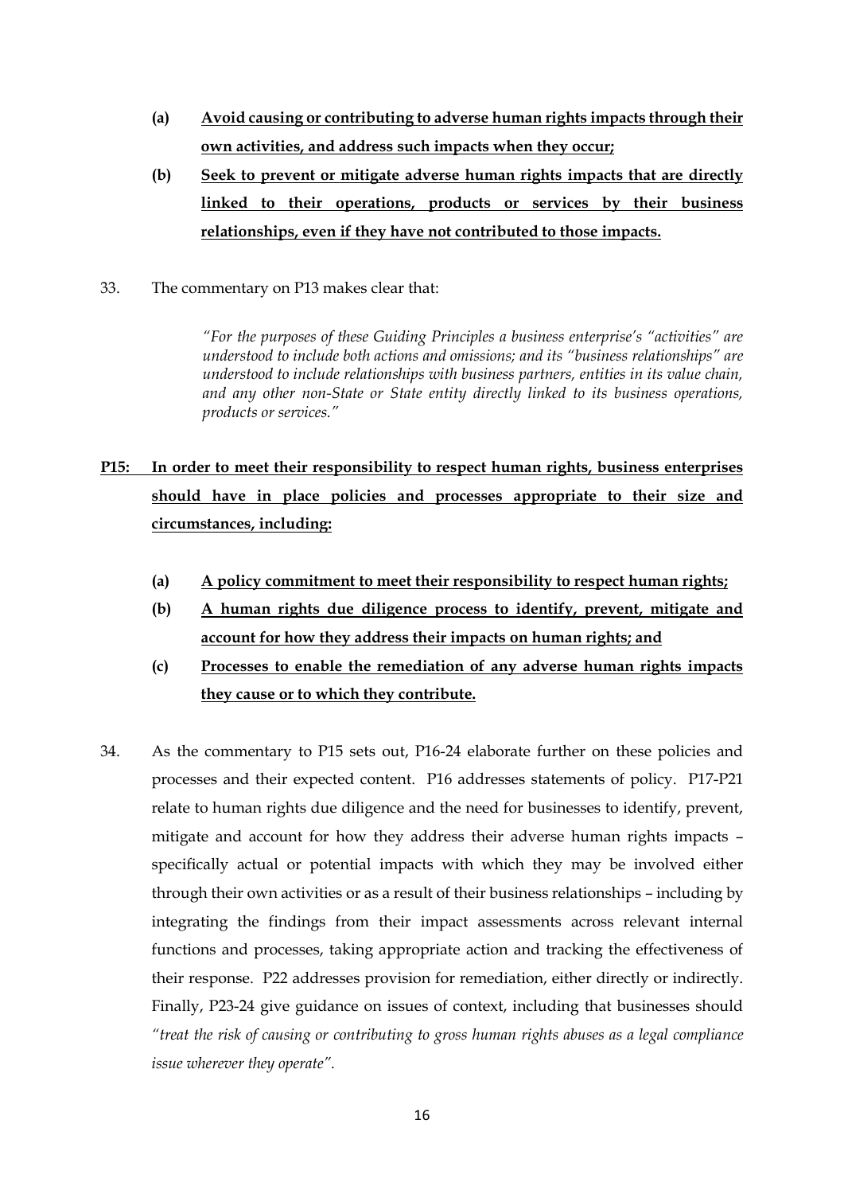(a) **<u>Avoid causing or contributing to adverse human rights impacts through their own activities, and address such impacts when they occur;</u>**

(b) **<u>Seek to prevent or mitigate adverse human rights impacts that are directly linked to their operations, products or services by their business relationships, even if they have not contributed to those impacts.</u>**

33. The commentary on P13 makes clear that:

> *"For the purposes of these Guiding Principles a business enterprise's "activities" are understood to include both actions and omissions; and its "business relationships" are understood to include relationships with business partners, entities in its value chain, and any other non-State or State entity directly linked to its business operations, products or services."*

**<u>P15: In order to meet their responsibility to respect human rights, business enterprises should have in place policies and processes appropriate to their size and circumstances, including:</u>**

(a) **<u>A policy commitment to meet their responsibility to respect human rights;</u>**

(b) **<u>A human rights due diligence process to identify, prevent, mitigate and account for how they address their impacts on human rights; and</u>**

(c) **<u>Processes to enable the remediation of any adverse human rights impacts they cause or to which they contribute.</u>**

34. As the commentary to P15 sets out, P16-24 elaborate further on these policies and processes and their expected content. P16 addresses statements of policy. P17-P21 relate to human rights due diligence and the need for businesses to identify, prevent, mitigate and account for how they address their adverse human rights impacts – specifically actual or potential impacts with which they may be involved either through their own activities or as a result of their business relationships – including by integrating the findings from their impact assessments across relevant internal functions and processes, taking appropriate action and tracking the effectiveness of their response. P22 addresses provision for remediation, either directly or indirectly. Finally, P23-24 give guidance on issues of context, including that businesses should *"treat the risk of causing or contributing to gross human rights abuses as a legal compliance issue wherever they operate"*.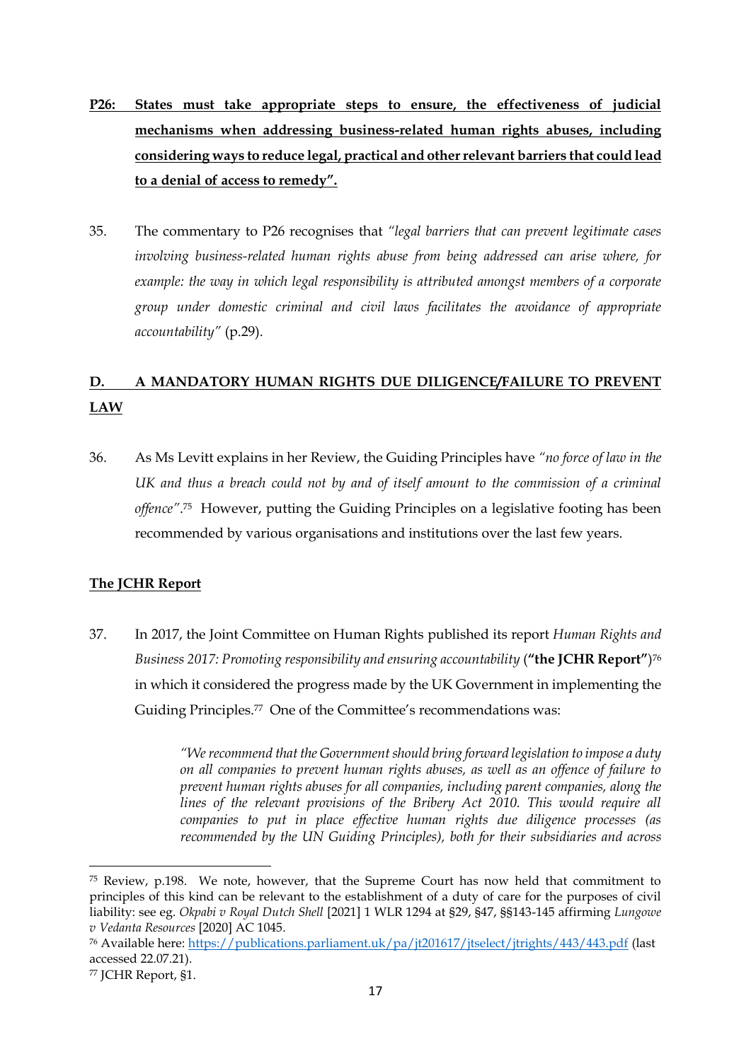**P26: <u>States must take appropriate steps to ensure, the effectiveness of judicial mechanisms when addressing business-related human rights abuses, including considering ways to reduce legal, practical and other relevant barriers that could lead to a denial of access to remedy".</u>**

35. The commentary to P26 recognises that *"legal barriers that can prevent legitimate cases involving business-related human rights abuse from being addressed can arise where, for example: the way in which legal responsibility is attributed amongst members of a corporate group under domestic criminal and civil laws facilitates the avoidance of appropriate accountability"* (p.29).

## D. A MANDATORY HUMAN RIGHTS DUE DILIGENCE/FAILURE TO PREVENT LAW

36. As Ms Levitt explains in her Review, the Guiding Principles have *"no force of law in the UK and thus a breach could not by and of itself amount to the commission of a criminal offence"*.[75] However, putting the Guiding Principles on a legislative footing has been recommended by various organisations and institutions over the last few years.

### The JCHR Report

37. In 2017, the Joint Committee on Human Rights published its report *Human Rights and Business 2017: Promoting responsibility and ensuring accountability* (**"the JCHR Report"**)[76] in which it considered the progress made by the UK Government in implementing the Guiding Principles.[77] One of the Committee's recommendations was:

> *"We recommend that the Government should bring forward legislation to impose a duty on all companies to prevent human rights abuses, as well as an offence of failure to prevent human rights abuses for all companies, including parent companies, along the lines of the relevant provisions of the Bribery Act 2010. This would require all companies to put in place effective human rights due diligence processes (as recommended by the UN Guiding Principles), both for their subsidiaries and across*

---

[75] Review, p.198. We note, however, that the Supreme Court has now held that commitment to principles of this kind can be relevant to the establishment of a duty of care for the purposes of civil liability: see eg. *Okpabi v Royal Dutch Shell* [2021] 1 WLR 1294 at §29, §47, §§143-145 affirming *Lungowe v Vedanta Resources* [2020] AC 1045.

[76] Available here: https://publications.parliament.uk/pa/jt201617/jtselect/jtrights/443/443.pdf (last accessed 22.07.21).

[77] JCHR Report, §1.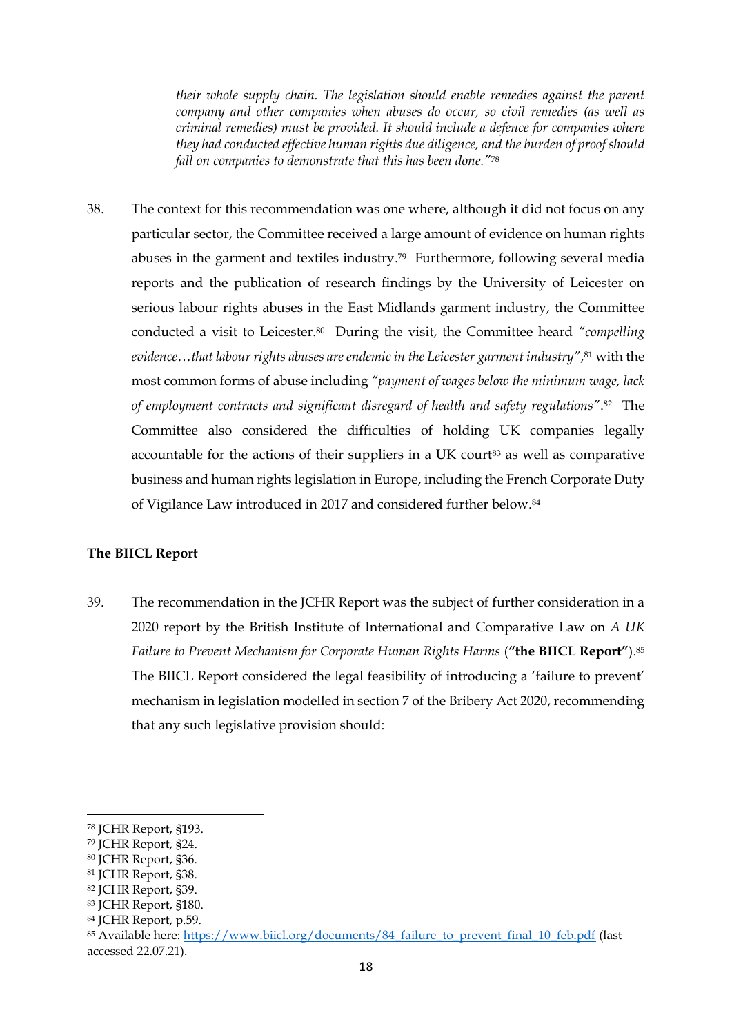*their whole supply chain. The legislation should enable remedies against the parent company and other companies when abuses do occur, so civil remedies (as well as criminal remedies) must be provided. It should include a defence for companies where they had conducted effective human rights due diligence, and the burden of proof should fall on companies to demonstrate that this has been done."*[78]

38. The context for this recommendation was one where, although it did not focus on any particular sector, the Committee received a large amount of evidence on human rights abuses in the garment and textiles industry.[79] Furthermore, following several media reports and the publication of research findings by the University of Leicester on serious labour rights abuses in the East Midlands garment industry, the Committee conducted a visit to Leicester.[80] During the visit, the Committee heard *"compelling evidence…that labour rights abuses are endemic in the Leicester garment industry"*,[81] with the most common forms of abuse including *"payment of wages below the minimum wage, lack of employment contracts and significant disregard of health and safety regulations"*.[82] The Committee also considered the difficulties of holding UK companies legally accountable for the actions of their suppliers in a UK court[83] as well as comparative business and human rights legislation in Europe, including the French Corporate Duty of Vigilance Law introduced in 2017 and considered further below.[84]

**The BIICL Report**

39. The recommendation in the JCHR Report was the subject of further consideration in a 2020 report by the British Institute of International and Comparative Law on *A UK Failure to Prevent Mechanism for Corporate Human Rights Harms* (**"the BIICL Report"**).[85] The BIICL Report considered the legal feasibility of introducing a 'failure to prevent' mechanism in legislation modelled in section 7 of the Bribery Act 2020, recommending that any such legislative provision should:

---

[78] JCHR Report, §193.
[79] JCHR Report, §24.
[80] JCHR Report, §36.
[81] JCHR Report, §38.
[82] JCHR Report, §39.
[83] JCHR Report, §180.
[84] JCHR Report, p.59.
[85] Available here: https://www.biicl.org/documents/84_failure_to_prevent_final_10_feb.pdf (last accessed 22.07.21).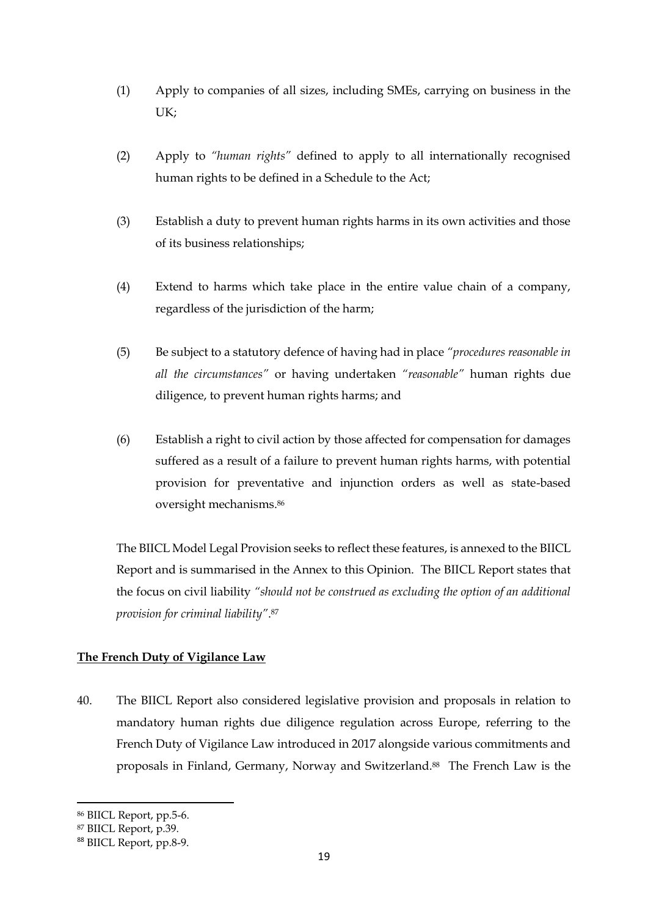(1) Apply to companies of all sizes, including SMEs, carrying on business in the UK;

(2) Apply to *"human rights"* defined to apply to all internationally recognised human rights to be defined in a Schedule to the Act;

(3) Establish a duty to prevent human rights harms in its own activities and those of its business relationships;

(4) Extend to harms which take place in the entire value chain of a company, regardless of the jurisdiction of the harm;

(5) Be subject to a statutory defence of having had in place *"procedures reasonable in all the circumstances"* or having undertaken *"reasonable"* human rights due diligence, to prevent human rights harms; and

(6) Establish a right to civil action by those affected for compensation for damages suffered as a result of a failure to prevent human rights harms, with potential provision for preventative and injunction orders as well as state-based oversight mechanisms.[86]

The BIICL Model Legal Provision seeks to reflect these features, is annexed to the BIICL Report and is summarised in the Annex to this Opinion. The BIICL Report states that the focus on civil liability *"should not be construed as excluding the option of an additional provision for criminal liability"*.[87]

**The French Duty of Vigilance Law**

40. The BIICL Report also considered legislative provision and proposals in relation to mandatory human rights due diligence regulation across Europe, referring to the French Duty of Vigilance Law introduced in 2017 alongside various commitments and proposals in Finland, Germany, Norway and Switzerland.[88] The French Law is the

---

[86] BIICL Report, pp.5-6.

[87] BIICL Report, p.39.

[88] BIICL Report, pp.8-9.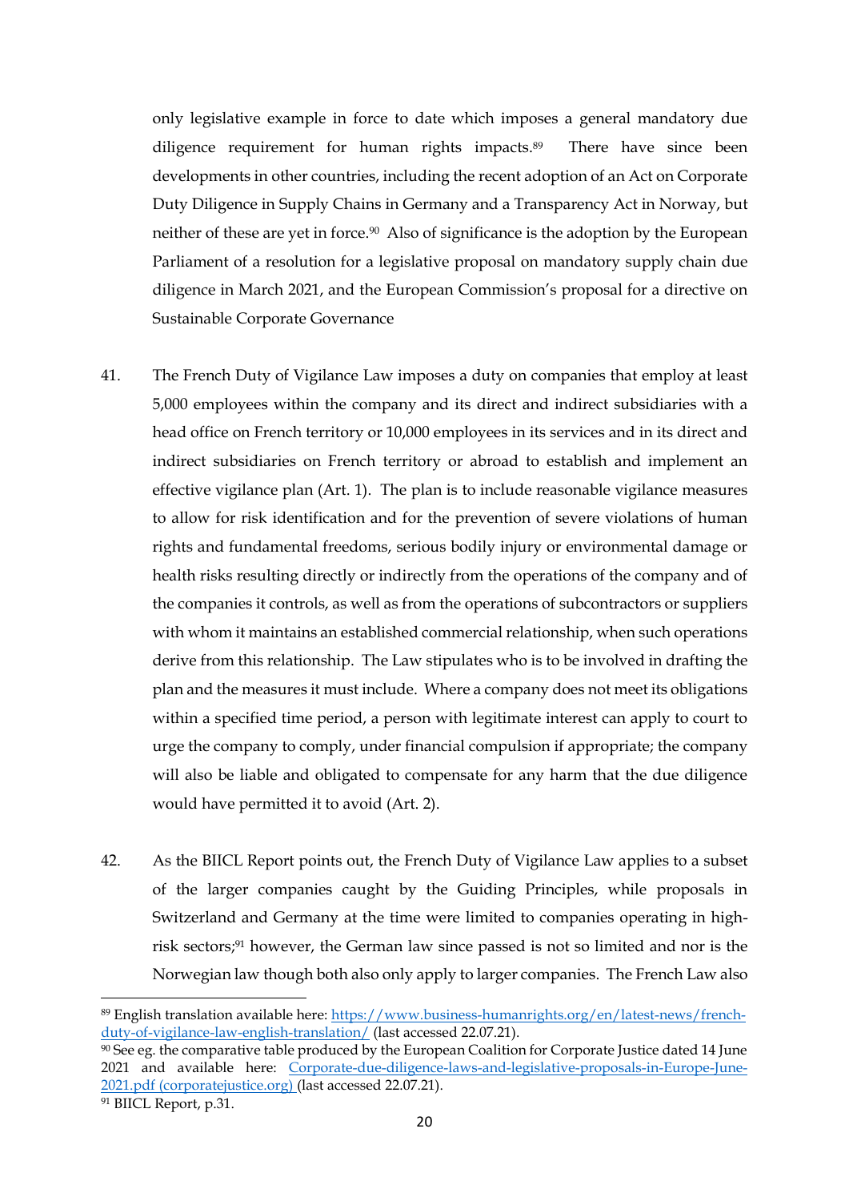only legislative example in force to date which imposes a general mandatory due diligence requirement for human rights impacts.[89] There have since been developments in other countries, including the recent adoption of an Act on Corporate Duty Diligence in Supply Chains in Germany and a Transparency Act in Norway, but neither of these are yet in force.[90] Also of significance is the adoption by the European Parliament of a resolution for a legislative proposal on mandatory supply chain due diligence in March 2021, and the European Commission's proposal for a directive on Sustainable Corporate Governance

41. The French Duty of Vigilance Law imposes a duty on companies that employ at least 5,000 employees within the company and its direct and indirect subsidiaries with a head office on French territory or 10,000 employees in its services and in its direct and indirect subsidiaries on French territory or abroad to establish and implement an effective vigilance plan (Art. 1). The plan is to include reasonable vigilance measures to allow for risk identification and for the prevention of severe violations of human rights and fundamental freedoms, serious bodily injury or environmental damage or health risks resulting directly or indirectly from the operations of the company and of the companies it controls, as well as from the operations of subcontractors or suppliers with whom it maintains an established commercial relationship, when such operations derive from this relationship. The Law stipulates who is to be involved in drafting the plan and the measures it must include. Where a company does not meet its obligations within a specified time period, a person with legitimate interest can apply to court to urge the company to comply, under financial compulsion if appropriate; the company will also be liable and obligated to compensate for any harm that the due diligence would have permitted it to avoid (Art. 2).

42. As the BIICL Report points out, the French Duty of Vigilance Law applies to a subset of the larger companies caught by the Guiding Principles, while proposals in Switzerland and Germany at the time were limited to companies operating in high-risk sectors;[91] however, the German law since passed is not so limited and nor is the Norwegian law though both also only apply to larger companies. The French Law also

---

[89] English translation available here: [https://www.business-humanrights.org/en/latest-news/french-duty-of-vigilance-law-english-translation/](https://www.business-humanrights.org/en/latest-news/french-duty-of-vigilance-law-english-translation/) (last accessed 22.07.21).

[90] See eg. the comparative table produced by the European Coalition for Corporate Justice dated 14 June 2021 and available here: Corporate-due-diligence-laws-and-legislative-proposals-in-Europe-June-2021.pdf (corporatejustice.org) (last accessed 22.07.21).

[91] BIICL Report, p.31.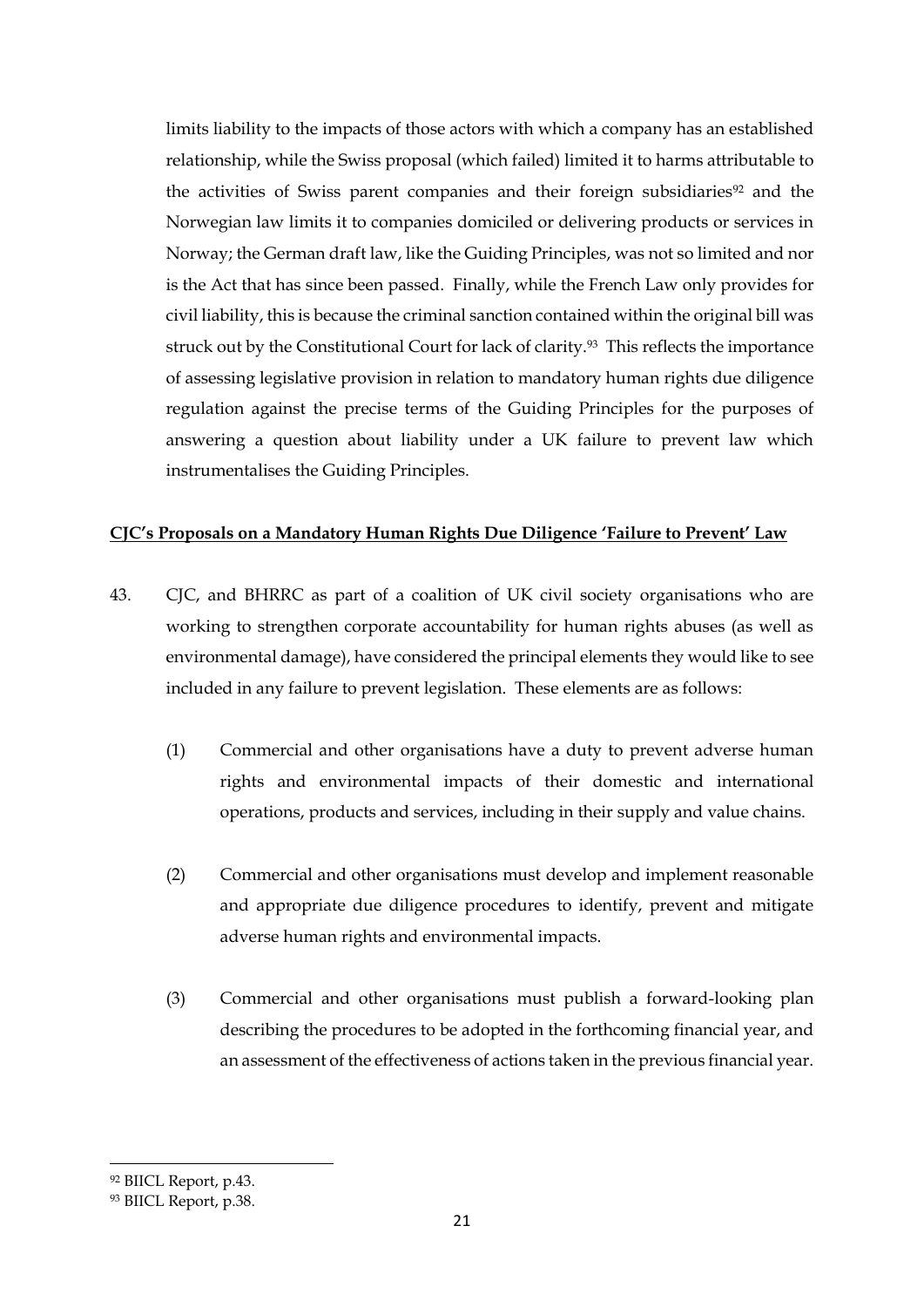limits liability to the impacts of those actors with which a company has an established relationship, while the Swiss proposal (which failed) limited it to harms attributable to the activities of Swiss parent companies and their foreign subsidiaries[92] and the Norwegian law limits it to companies domiciled or delivering products or services in Norway; the German draft law, like the Guiding Principles, was not so limited and nor is the Act that has since been passed. Finally, while the French Law only provides for civil liability, this is because the criminal sanction contained within the original bill was struck out by the Constitutional Court for lack of clarity.[93] This reflects the importance of assessing legislative provision in relation to mandatory human rights due diligence regulation against the precise terms of the Guiding Principles for the purposes of answering a question about liability under a UK failure to prevent law which instrumentalises the Guiding Principles.

**<u>CJC's Proposals on a Mandatory Human Rights Due Diligence 'Failure to Prevent' Law</u>**

43. CJC, and BHRRC as part of a coalition of UK civil society organisations who are working to strengthen corporate accountability for human rights abuses (as well as environmental damage), have considered the principal elements they would like to see included in any failure to prevent legislation. These elements are as follows:

    (1) Commercial and other organisations have a duty to prevent adverse human rights and environmental impacts of their domestic and international operations, products and services, including in their supply and value chains.

    (2) Commercial and other organisations must develop and implement reasonable and appropriate due diligence procedures to identify, prevent and mitigate adverse human rights and environmental impacts.

    (3) Commercial and other organisations must publish a forward-looking plan describing the procedures to be adopted in the forthcoming financial year, and an assessment of the effectiveness of actions taken in the previous financial year.

---

[92] BIICL Report, p.43.

[93] BIICL Report, p.38.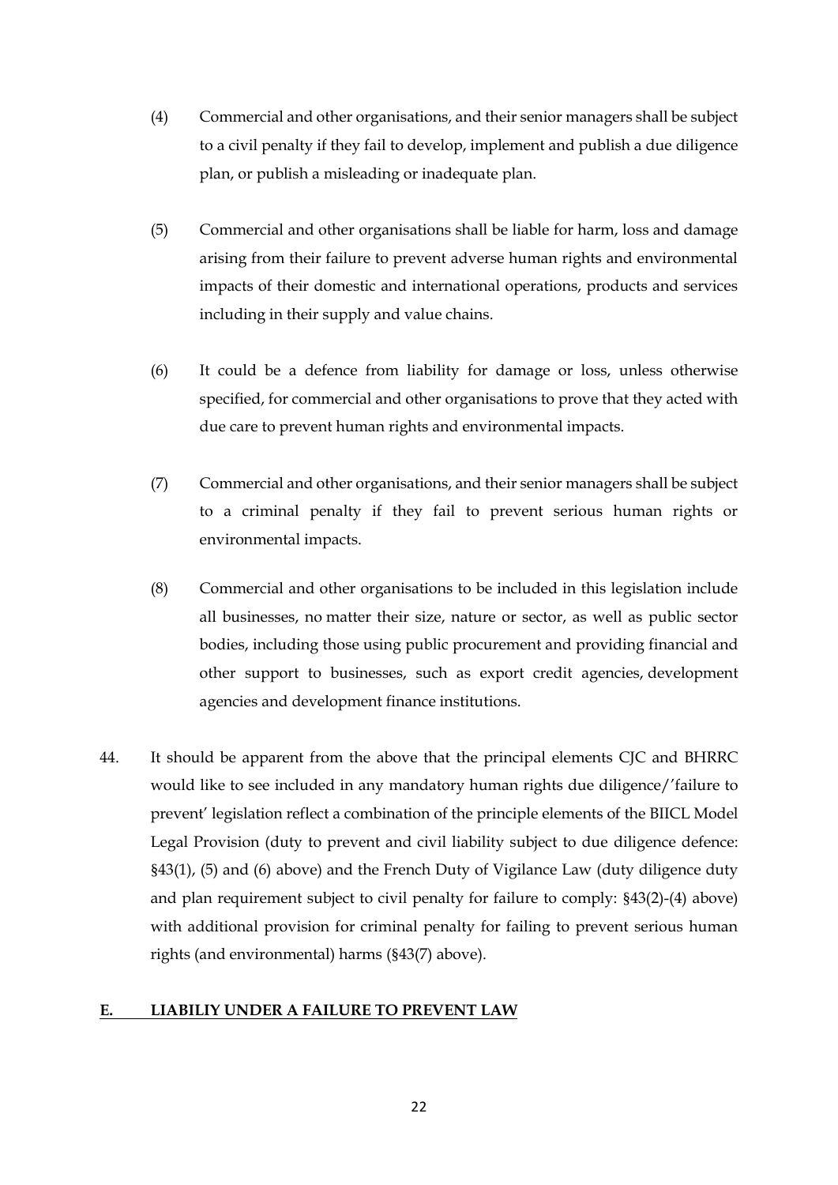(4) Commercial and other organisations, and their senior managers shall be subject to a civil penalty if they fail to develop, implement and publish a due diligence plan, or publish a misleading or inadequate plan.

(5) Commercial and other organisations shall be liable for harm, loss and damage arising from their failure to prevent adverse human rights and environmental impacts of their domestic and international operations, products and services including in their supply and value chains.

(6) It could be a defence from liability for damage or loss, unless otherwise specified, for commercial and other organisations to prove that they acted with due care to prevent human rights and environmental impacts.

(7) Commercial and other organisations, and their senior managers shall be subject to a criminal penalty if they fail to prevent serious human rights or environmental impacts.

(8) Commercial and other organisations to be included in this legislation include all businesses, no matter their size, nature or sector, as well as public sector bodies, including those using public procurement and providing financial and other support to businesses, such as export credit agencies, development agencies and development finance institutions.

44. It should be apparent from the above that the principal elements CJC and BHRRC would like to see included in any mandatory human rights due diligence/'failure to prevent' legislation reflect a combination of the principle elements of the BIICL Model Legal Provision (duty to prevent and civil liability subject to due diligence defence: §43(1), (5) and (6) above) and the French Duty of Vigilance Law (duty diligence duty and plan requirement subject to civil penalty for failure to comply: §43(2)-(4) above) with additional provision for criminal penalty for failing to prevent serious human rights (and environmental) harms (§43(7) above).

## E. LIABILIY UNDER A FAILURE TO PREVENT LAW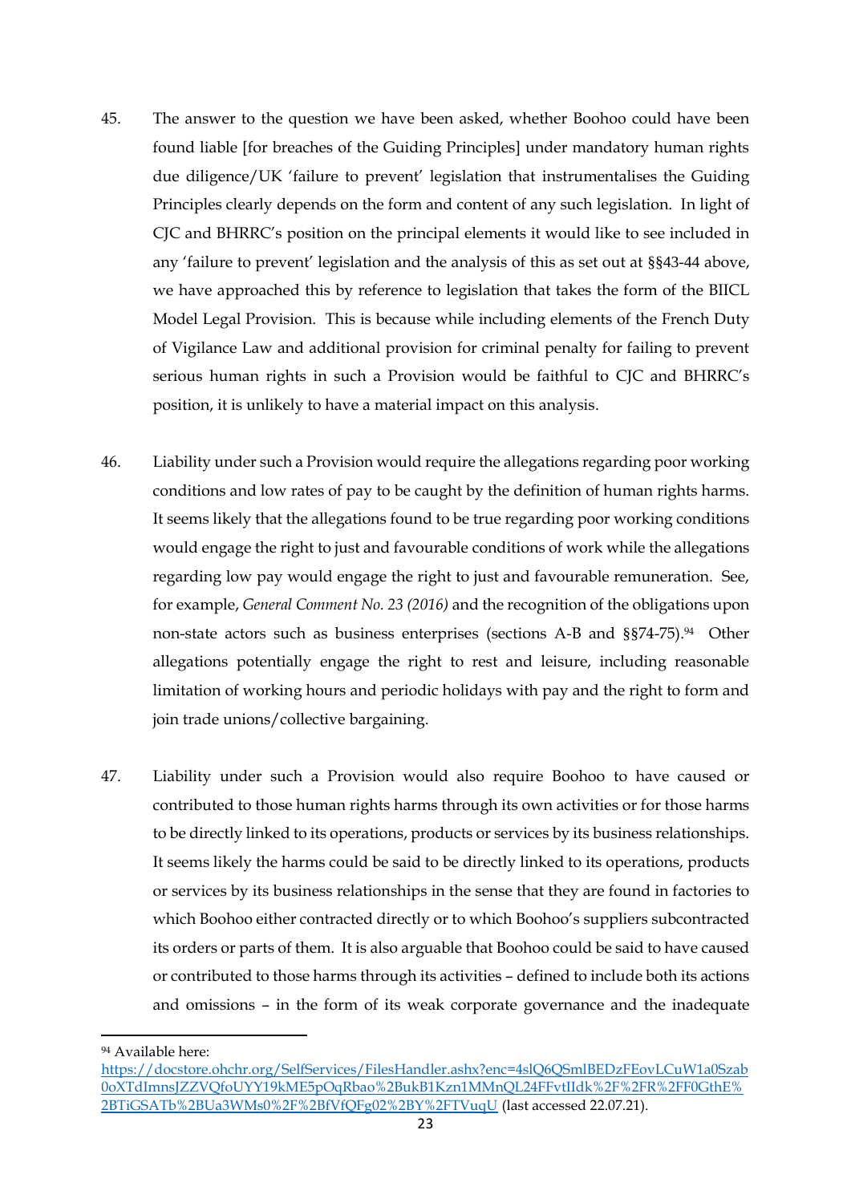45. The answer to the question we have been asked, whether Boohoo could have been found liable [for breaches of the Guiding Principles] under mandatory human rights due diligence/UK 'failure to prevent' legislation that instrumentalises the Guiding Principles clearly depends on the form and content of any such legislation. In light of CJC and BHRRC's position on the principal elements it would like to see included in any 'failure to prevent' legislation and the analysis of this as set out at §§43-44 above, we have approached this by reference to legislation that takes the form of the BIICL Model Legal Provision. This is because while including elements of the French Duty of Vigilance Law and additional provision for criminal penalty for failing to prevent serious human rights in such a Provision would be faithful to CJC and BHRRC's position, it is unlikely to have a material impact on this analysis.

46. Liability under such a Provision would require the allegations regarding poor working conditions and low rates of pay to be caught by the definition of human rights harms. It seems likely that the allegations found to be true regarding poor working conditions would engage the right to just and favourable conditions of work while the allegations regarding low pay would engage the right to just and favourable remuneration. See, for example, *General Comment No. 23 (2016)* and the recognition of the obligations upon non-state actors such as business enterprises (sections A-B and §§74-75).[94] Other allegations potentially engage the right to rest and leisure, including reasonable limitation of working hours and periodic holidays with pay and the right to form and join trade unions/collective bargaining.

47. Liability under such a Provision would also require Boohoo to have caused or contributed to those human rights harms through its own activities or for those harms to be directly linked to its operations, products or services by its business relationships. It seems likely the harms could be said to be directly linked to its operations, products or services by its business relationships in the sense that they are found in factories to which Boohoo either contracted directly or to which Boohoo's suppliers subcontracted its orders or parts of them. It is also arguable that Boohoo could be said to have caused or contributed to those harms through its activities – defined to include both its actions and omissions – in the form of its weak corporate governance and the inadequate

[94] Available here: https://docstore.ohchr.org/SelfServices/FilesHandler.ashx?enc=4slQ6QSmlBEDzFEovLCuW1a0Szab0oXTdImnsJZZVQfoUYY19kME5pOqRbao%2BukB1Kzn1MMnQL24FFvtIIdk%2F%2FR%2FF0GthE%2BTiGSATb%2BUa3WMs0%2F%2BfVfQFg02%2BY%2FTVuqU (last accessed 22.07.21).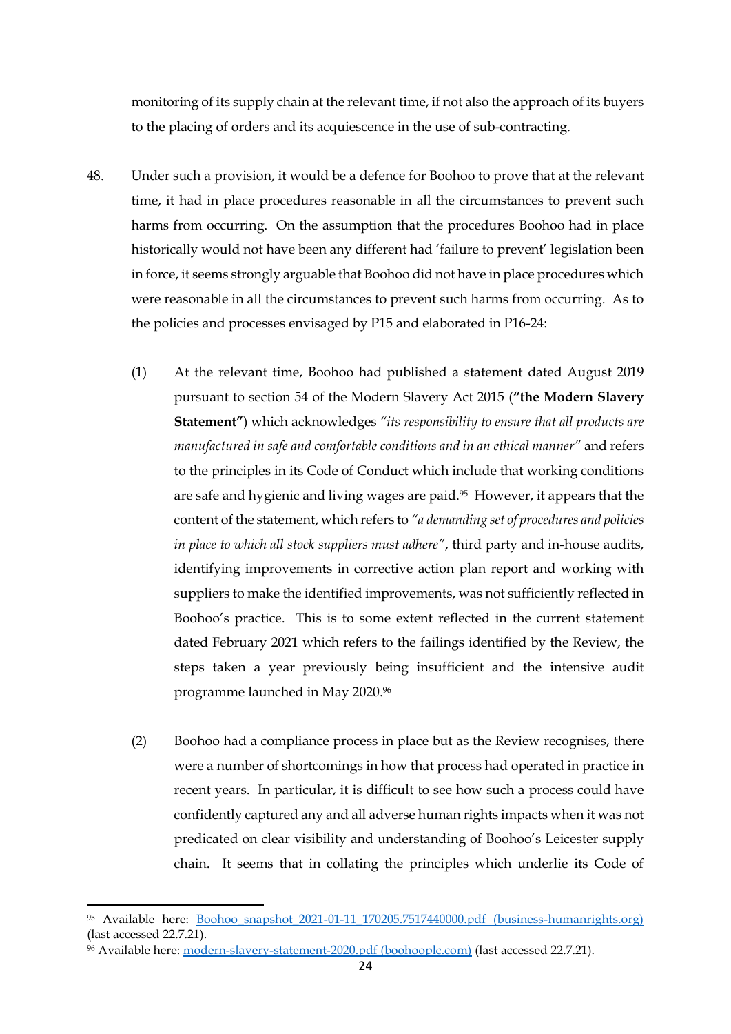monitoring of its supply chain at the relevant time, if not also the approach of its buyers to the placing of orders and its acquiescence in the use of sub-contracting.

48. Under such a provision, it would be a defence for Boohoo to prove that at the relevant time, it had in place procedures reasonable in all the circumstances to prevent such harms from occurring. On the assumption that the procedures Boohoo had in place historically would not have been any different had 'failure to prevent' legislation been in force, it seems strongly arguable that Boohoo did not have in place procedures which were reasonable in all the circumstances to prevent such harms from occurring. As to the policies and processes envisaged by P15 and elaborated in P16-24:

    (1) At the relevant time, Boohoo had published a statement dated August 2019 pursuant to section 54 of the Modern Slavery Act 2015 (**"the Modern Slavery Statement"**) which acknowledges *"its responsibility to ensure that all products are manufactured in safe and comfortable conditions and in an ethical manner"* and refers to the principles in its Code of Conduct which include that working conditions are safe and hygienic and living wages are paid.[95] However, it appears that the content of the statement, which refers to *"a demanding set of procedures and policies in place to which all stock suppliers must adhere"*, third party and in-house audits, identifying improvements in corrective action plan report and working with suppliers to make the identified improvements, was not sufficiently reflected in Boohoo's practice. This is to some extent reflected in the current statement dated February 2021 which refers to the failings identified by the Review, the steps taken a year previously being insufficient and the intensive audit programme launched in May 2020.[96]

    (2) Boohoo had a compliance process in place but as the Review recognises, there were a number of shortcomings in how that process had operated in practice in recent years. In particular, it is difficult to see how such a process could have confidently captured any and all adverse human rights impacts when it was not predicated on clear visibility and understanding of Boohoo's Leicester supply chain. It seems that in collating the principles which underlie its Code of

---

[95] Available here: [Boohoo_snapshot_2021-01-11_170205.7517440000.pdf (business-humanrights.org)](Boohoo_snapshot_2021-01-11_170205.7517440000.pdf) (last accessed 22.7.21).

[96] Available here: [modern-slavery-statement-2020.pdf (boohooplc.com)](modern-slavery-statement-2020.pdf) (last accessed 22.7.21).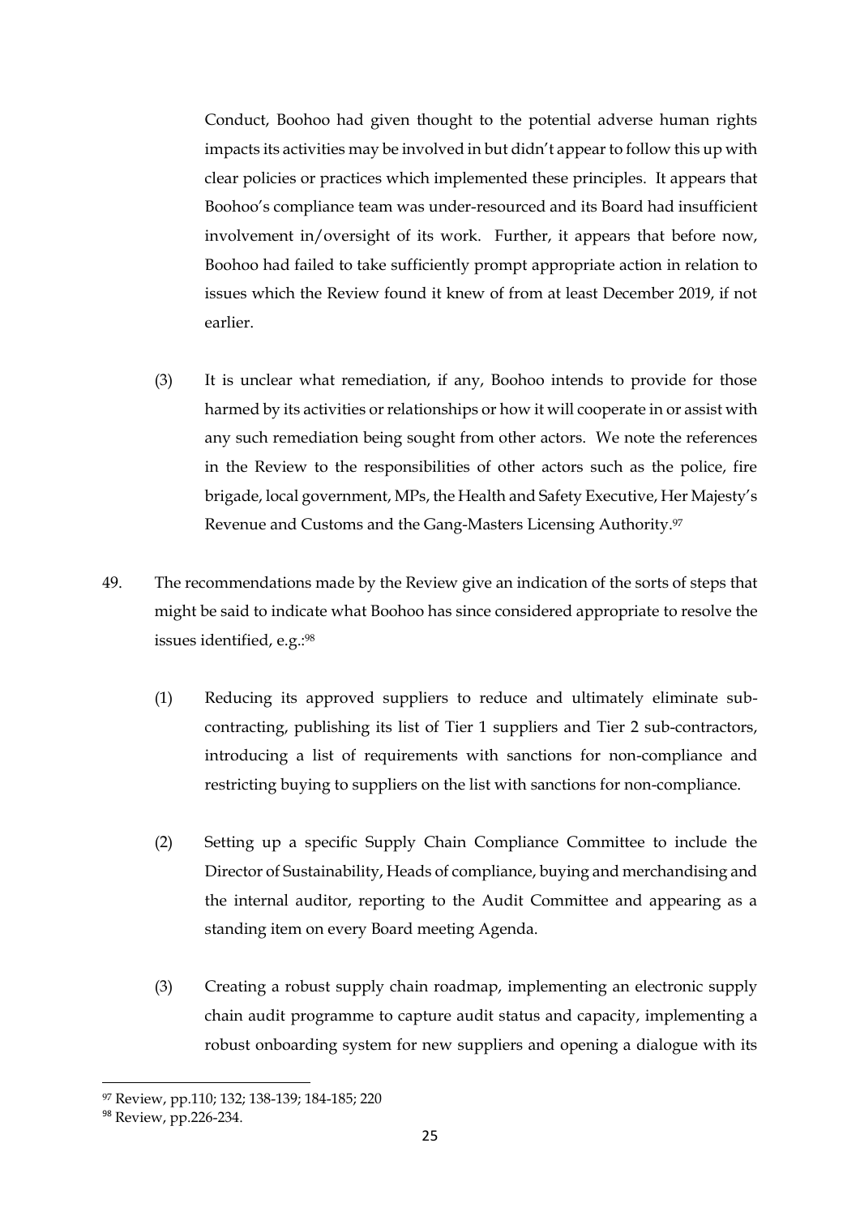Conduct, Boohoo had given thought to the potential adverse human rights impacts its activities may be involved in but didn't appear to follow this up with clear policies or practices which implemented these principles. It appears that Boohoo's compliance team was under-resourced and its Board had insufficient involvement in/oversight of its work. Further, it appears that before now, Boohoo had failed to take sufficiently prompt appropriate action in relation to issues which the Review found it knew of from at least December 2019, if not earlier.

(3) It is unclear what remediation, if any, Boohoo intends to provide for those harmed by its activities or relationships or how it will cooperate in or assist with any such remediation being sought from other actors. We note the references in the Review to the responsibilities of other actors such as the police, fire brigade, local government, MPs, the Health and Safety Executive, Her Majesty's Revenue and Customs and the Gang-Masters Licensing Authority.[97]

49. The recommendations made by the Review give an indication of the sorts of steps that might be said to indicate what Boohoo has since considered appropriate to resolve the issues identified, e.g.:[98]

(1) Reducing its approved suppliers to reduce and ultimately eliminate sub-contracting, publishing its list of Tier 1 suppliers and Tier 2 sub-contractors, introducing a list of requirements with sanctions for non-compliance and restricting buying to suppliers on the list with sanctions for non-compliance.

(2) Setting up a specific Supply Chain Compliance Committee to include the Director of Sustainability, Heads of compliance, buying and merchandising and the internal auditor, reporting to the Audit Committee and appearing as a standing item on every Board meeting Agenda.

(3) Creating a robust supply chain roadmap, implementing an electronic supply chain audit programme to capture audit status and capacity, implementing a robust onboarding system for new suppliers and opening a dialogue with its

---

[97] Review, pp.110; 132; 138-139; 184-185; 220

[98] Review, pp.226-234.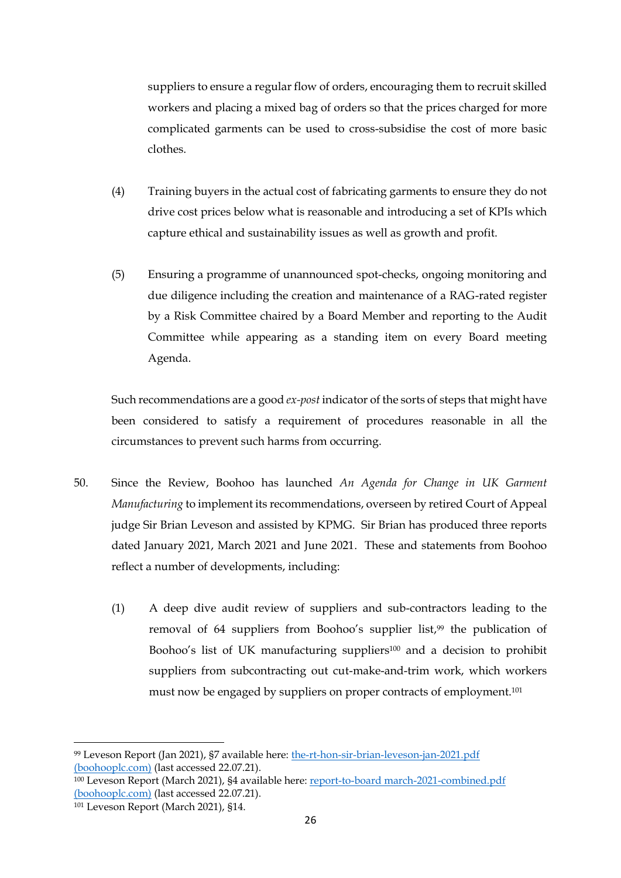suppliers to ensure a regular flow of orders, encouraging them to recruit skilled workers and placing a mixed bag of orders so that the prices charged for more complicated garments can be used to cross-subsidise the cost of more basic clothes.

(4) Training buyers in the actual cost of fabricating garments to ensure they do not drive cost prices below what is reasonable and introducing a set of KPIs which capture ethical and sustainability issues as well as growth and profit.

(5) Ensuring a programme of unannounced spot-checks, ongoing monitoring and due diligence including the creation and maintenance of a RAG-rated register by a Risk Committee chaired by a Board Member and reporting to the Audit Committee while appearing as a standing item on every Board meeting Agenda.

Such recommendations are a good *ex-post* indicator of the sorts of steps that might have been considered to satisfy a requirement of procedures reasonable in all the circumstances to prevent such harms from occurring.

50. Since the Review, Boohoo has launched *An Agenda for Change in UK Garment Manufacturing* to implement its recommendations, overseen by retired Court of Appeal judge Sir Brian Leveson and assisted by KPMG. Sir Brian has produced three reports dated January 2021, March 2021 and June 2021. These and statements from Boohoo reflect a number of developments, including:

(1) A deep dive audit review of suppliers and sub-contractors leading to the removal of 64 suppliers from Boohoo's supplier list,[99] the publication of Boohoo's list of UK manufacturing suppliers[100] and a decision to prohibit suppliers from subcontracting out cut-make-and-trim work, which workers must now be engaged by suppliers on proper contracts of employment.[101]

---

[99] Leveson Report (Jan 2021), §7 available here: [the-rt-hon-sir-brian-leveson-jan-2021.pdf (boohooplc.com)](the-rt-hon-sir-brian-leveson-jan-2021.pdf) (last accessed 22.07.21).

[100] Leveson Report (March 2021), §4 available here: [report-to-board march-2021-combined.pdf (boohooplc.com)](report-to-board-march-2021-combined.pdf) (last accessed 22.07.21).

[101] Leveson Report (March 2021), §14.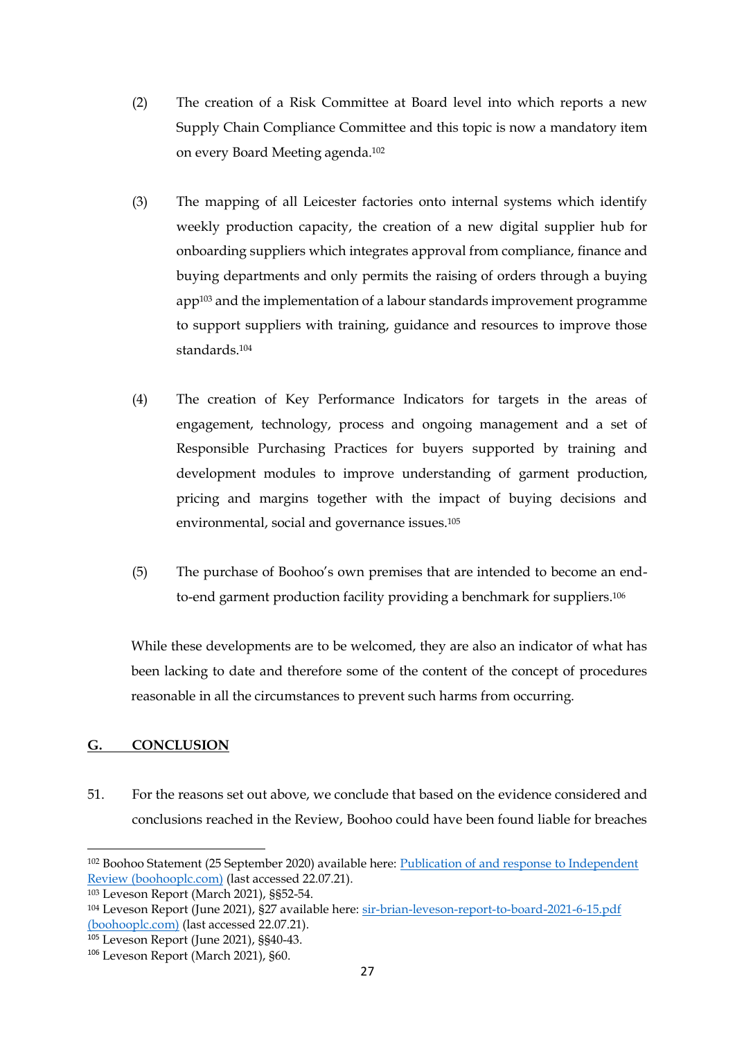(2) The creation of a Risk Committee at Board level into which reports a new Supply Chain Compliance Committee and this topic is now a mandatory item on every Board Meeting agenda.[102]

(3) The mapping of all Leicester factories onto internal systems which identify weekly production capacity, the creation of a new digital supplier hub for onboarding suppliers which integrates approval from compliance, finance and buying departments and only permits the raising of orders through a buying app[103] and the implementation of a labour standards improvement programme to support suppliers with training, guidance and resources to improve those standards.[104]

(4) The creation of Key Performance Indicators for targets in the areas of engagement, technology, process and ongoing management and a set of Responsible Purchasing Practices for buyers supported by training and development modules to improve understanding of garment production, pricing and margins together with the impact of buying decisions and environmental, social and governance issues.[105]

(5) The purchase of Boohoo's own premises that are intended to become an end-to-end garment production facility providing a benchmark for suppliers.[106]

While these developments are to be welcomed, they are also an indicator of what has been lacking to date and therefore some of the content of the concept of procedures reasonable in all the circumstances to prevent such harms from occurring.

## G. CONCLUSION

51. For the reasons set out above, we conclude that based on the evidence considered and conclusions reached in the Review, Boohoo could have been found liable for breaches

---

[102] Boohoo Statement (25 September 2020) available here: [Publication of and response to Independent Review (boohooplc.com)](boohooplc.com) (last accessed 22.07.21).

[103] Leveson Report (March 2021), §§52-54.

[104] Leveson Report (June 2021), §27 available here: [sir-brian-leveson-report-to-board-2021-6-15.pdf (boohooplc.com)](boohooplc.com) (last accessed 22.07.21).

[105] Leveson Report (June 2021), §§40-43.

[106] Leveson Report (March 2021), §60.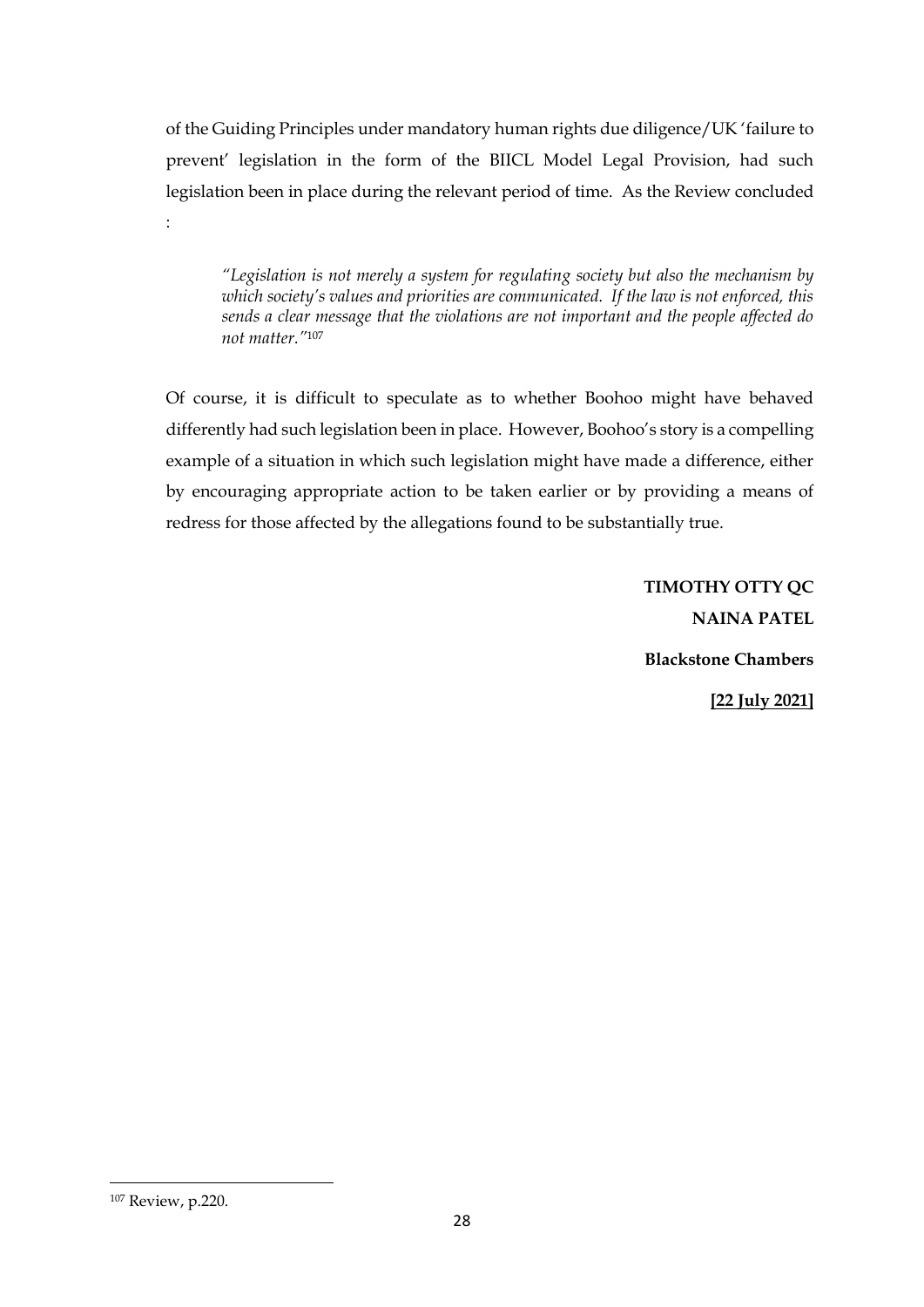of the Guiding Principles under mandatory human rights due diligence/UK 'failure to prevent' legislation in the form of the BIICL Model Legal Provision, had such legislation been in place during the relevant period of time. As the Review concluded :

> *"Legislation is not merely a system for regulating society but also the mechanism by which society's values and priorities are communicated. If the law is not enforced, this sends a clear message that the violations are not important and the people affected do not matter."*[107]

Of course, it is difficult to speculate as to whether Boohoo might have behaved differently had such legislation been in place. However, Boohoo's story is a compelling example of a situation in which such legislation might have made a difference, either by encouraging appropriate action to be taken earlier or by providing a means of redress for those affected by the allegations found to be substantially true.

**TIMOTHY OTTY QC**

**NAINA PATEL**

**Blackstone Chambers**

**[22 July 2021]**

---

[107] Review, p.220.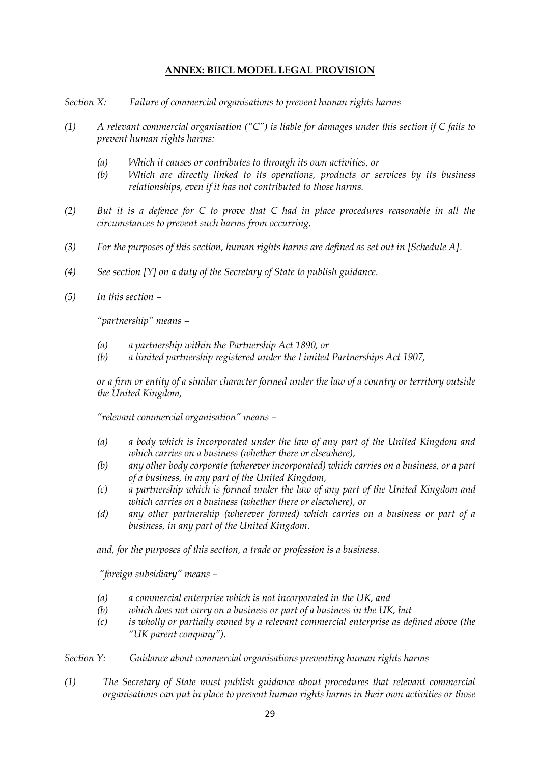## ANNEX: BIICL MODEL LEGAL PROVISION

*Section X: Failure of commercial organisations to prevent human rights harms*

*(1) A relevant commercial organisation ("C") is liable for damages under this section if C fails to prevent human rights harms:*

*(a) Which it causes or contributes to through its own activities, or*

*(b) Which are directly linked to its operations, products or services by its business relationships, even if it has not contributed to those harms.*

*(2) But it is a defence for C to prove that C had in place procedures reasonable in all the circumstances to prevent such harms from occurring.*

*(3) For the purposes of this section, human rights harms are defined as set out in [Schedule A].*

*(4) See section [Y] on a duty of the Secretary of State to publish guidance.*

*(5) In this section –*

*"partnership" means –*

*(a) a partnership within the Partnership Act 1890, or*

*(b) a limited partnership registered under the Limited Partnerships Act 1907,*

*or a firm or entity of a similar character formed under the law of a country or territory outside the United Kingdom,*

*"relevant commercial organisation" means –*

*(a) a body which is incorporated under the law of any part of the United Kingdom and which carries on a business (whether there or elsewhere),*

*(b) any other body corporate (wherever incorporated) which carries on a business, or a part of a business, in any part of the United Kingdom,*

*(c) a partnership which is formed under the law of any part of the United Kingdom and which carries on a business (whether there or elsewhere), or*

*(d) any other partnership (wherever formed) which carries on a business or part of a business, in any part of the United Kingdom.*

*and, for the purposes of this section, a trade or profession is a business.*

*"foreign subsidiary" means –*

*(a) a commercial enterprise which is not incorporated in the UK, and*

*(b) which does not carry on a business or part of a business in the UK, but*

*(c) is wholly or partially owned by a relevant commercial enterprise as defined above (the "UK parent company").*

*Section Y: Guidance about commercial organisations preventing human rights harms*

*(1) The Secretary of State must publish guidance about procedures that relevant commercial organisations can put in place to prevent human rights harms in their own activities or those*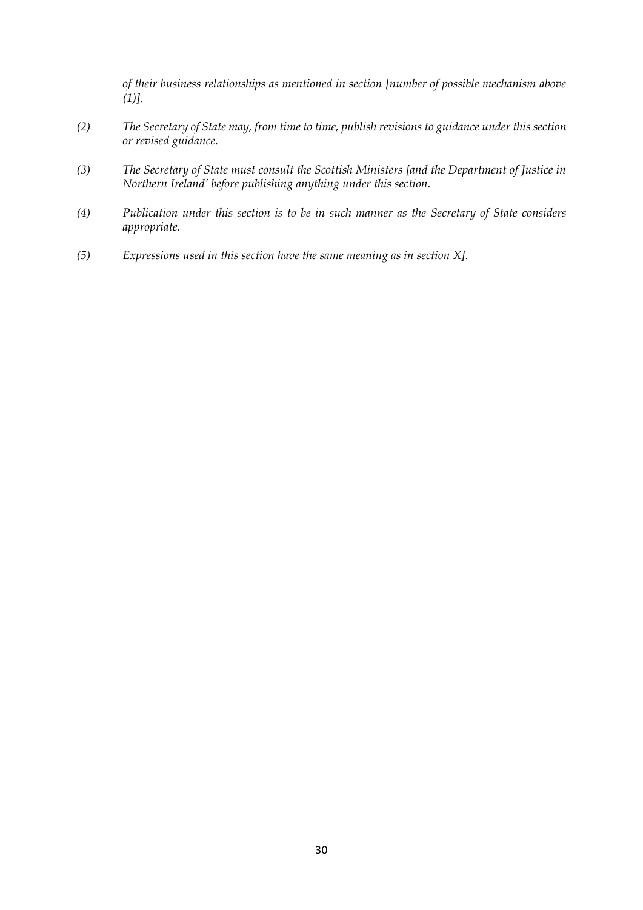*of their business relationships as mentioned in section [number of possible mechanism above (1)].*

*(2) The Secretary of State may, from time to time, publish revisions to guidance under this section or revised guidance.*

*(3) The Secretary of State must consult the Scottish Ministers [and the Department of Justice in Northern Ireland' before publishing anything under this section.*

*(4) Publication under this section is to be in such manner as the Secretary of State considers appropriate.*

*(5) Expressions used in this section have the same meaning as in section X].*